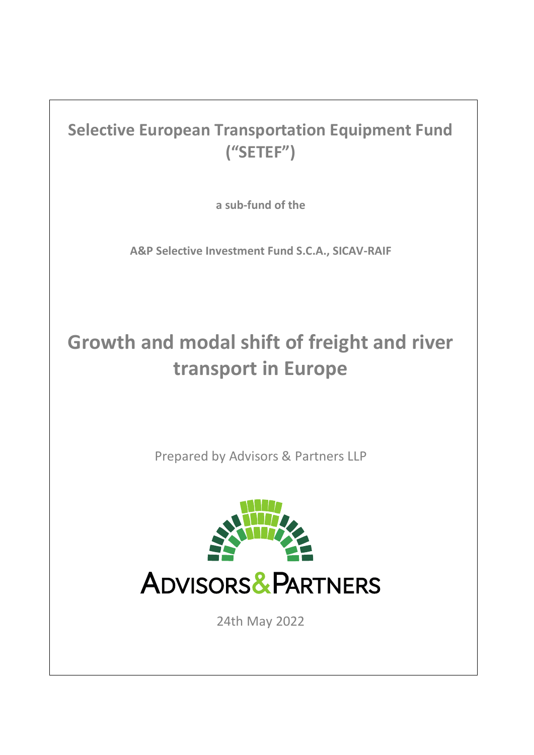# Selective European Transportation Equipment Fund ("SETEF")

**a sub-fund of the**

**A&P Selective Investment Fund S.C.A., SICAV-RAIF**

# Growth and modal shift of freight and river transport in Europe

Prepared by Advisors & Partners LLP

ADVISORS & PARTNERS

24th May 2022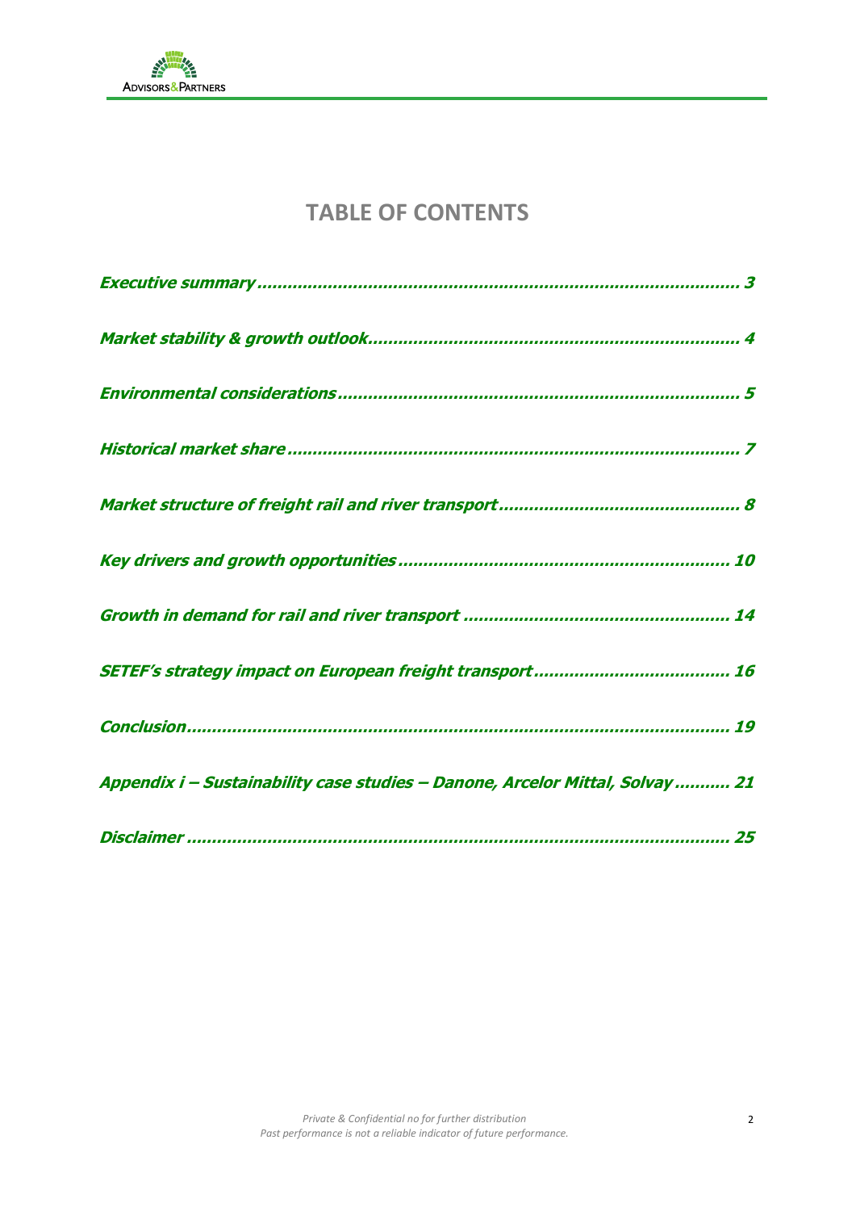# TABLE OF CONTENTS

*Executive summary ............................................................................................ 3*

*Market stability & growth outlook......................................................................... 4*

*Environmental considerations .............................................................................. 5*

*Historical market share ........................................................................................ 7*

*Market structure of freight rail and river transport ............................................... 8*

*Key drivers and growth opportunities ................................................................. 10*

*Growth in demand for rail and river transport .................................................... 14*

*SETEF's strategy impact on European freight transport ...................................... 16*

*Conclusion.......................................................................................................... 19*

*Appendix i – Sustainability case studies – Danone, Arcelor Mittal, Solvay ........... 21*

*Disclaimer .......................................................................................................... 25*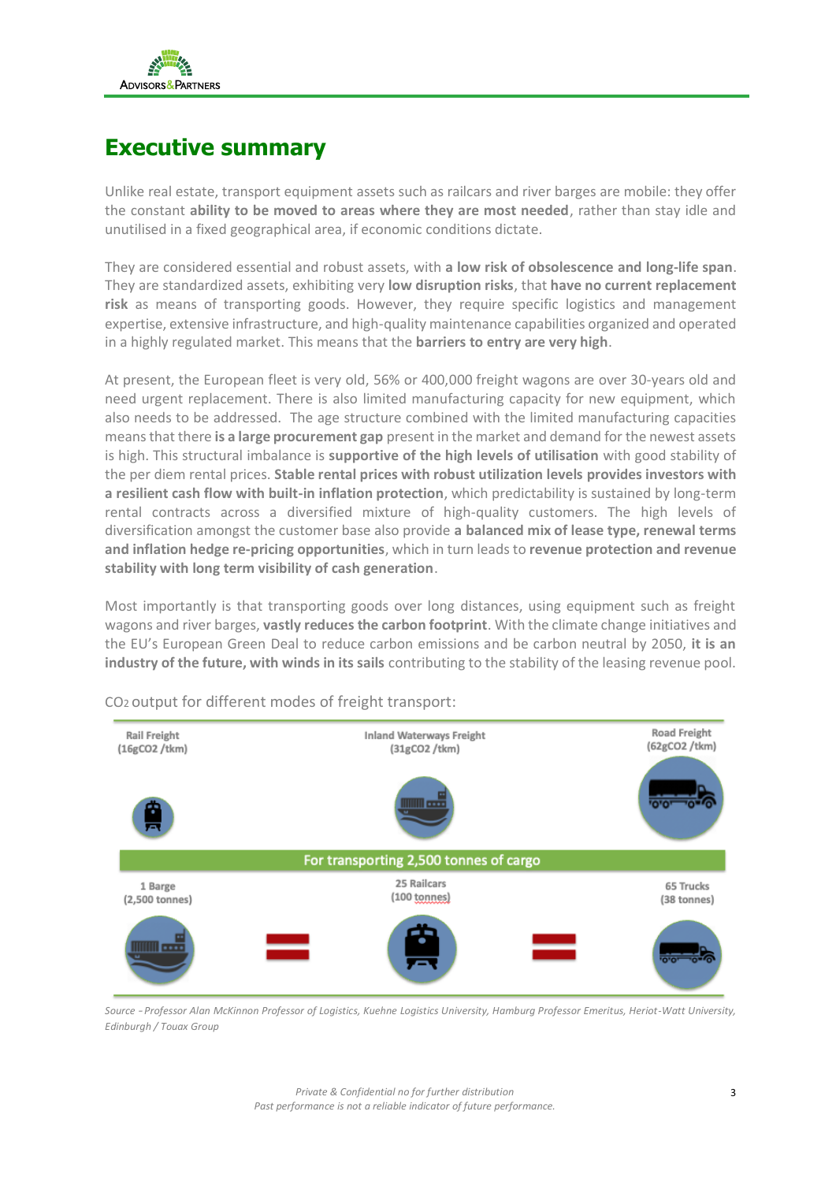# Executive summary

Unlike real estate, transport equipment assets such as railcars and river barges are mobile: they offer the constant **ability to be moved to areas where they are most needed**, rather than stay idle and unutilised in a fixed geographical area, if economic conditions dictate.

They are considered essential and robust assets, with **a low risk of obsolescence and long-life span**. They are standardized assets, exhibiting very **low disruption risks**, that **have no current replacement risk** as means of transporting goods. However, they require specific logistics and management expertise, extensive infrastructure, and high-quality maintenance capabilities organized and operated in a highly regulated market. This means that the **barriers to entry are very high**.

At present, the European fleet is very old, 56% or 400,000 freight wagons are over 30-years old and need urgent replacement. There is also limited manufacturing capacity for new equipment, which also needs to be addressed. The age structure combined with the limited manufacturing capacities means that there **is a large procurement gap** present in the market and demand for the newest assets is high. This structural imbalance is **supportive of the high levels of utilisation** with good stability of the per diem rental prices. **Stable rental prices with robust utilization levels provides investors with a resilient cash flow with built-in inflation protection**, which predictability is sustained by long-term rental contracts across a diversified mixture of high-quality customers. The high levels of diversification amongst the customer base also provide **a balanced mix of lease type, renewal terms and inflation hedge re-pricing opportunities**, which in turn leads to **revenue protection and revenue stability with long term visibility of cash generation**.

Most importantly is that transporting goods over long distances, using equipment such as freight wagons and river barges, **vastly reduces the carbon footprint**. With the climate change initiatives and the EU's European Green Deal to reduce carbon emissions and be carbon neutral by 2050, **it is an industry of the future, with winds in its sails** contributing to the stability of the leasing revenue pool.

$CO_2$ output for different modes of freight transport:

| Rail Freight (16g$CO_2$ /tkm) | Inland Waterways Freight (31g$CO_2$ /tkm) | Road Freight (62g$CO_2$ /tkm) |
|---|---|---|
| **For transporting 2,500 tonnes of cargo** | | |
| 1 Barge (2,500 tonnes) | = 25 Railcars (100 tonnes) | = 65 Trucks (38 tonnes) |

*Source – Professor Alan McKinnon Professor of Logistics, Kuehne Logistics University, Hamburg Professor Emeritus, Heriot-Watt University, Edinburgh / Touax Group*

*Private & Confidential no for further distribution*
*Past performance is not a reliable indicator of future performance.*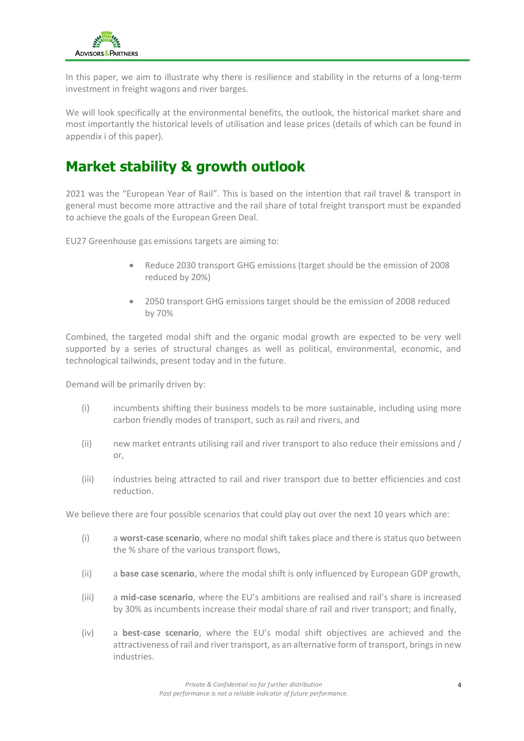In this paper, we aim to illustrate why there is resilience and stability in the returns of a long-term investment in freight wagons and river barges.

We will look specifically at the environmental benefits, the outlook, the historical market share and most importantly the historical levels of utilisation and lease prices (details of which can be found in appendix i of this paper).

## Market stability & growth outlook

2021 was the "European Year of Rail". This is based on the intention that rail travel & transport in general must become more attractive and the rail share of total freight transport must be expanded to achieve the goals of the European Green Deal.

EU27 Greenhouse gas emissions targets are aiming to:

- Reduce 2030 transport GHG emissions (target should be the emission of 2008 reduced by 20%)
- 2050 transport GHG emissions target should be the emission of 2008 reduced by 70%

Combined, the targeted modal shift and the organic modal growth are expected to be very well supported by a series of structural changes as well as political, environmental, economic, and technological tailwinds, present today and in the future.

Demand will be primarily driven by:

(i) incumbents shifting their business models to be more sustainable, including using more carbon friendly modes of transport, such as rail and rivers, and

(ii) new market entrants utilising rail and river transport to also reduce their emissions and / or,

(iii) industries being attracted to rail and river transport due to better efficiencies and cost reduction.

We believe there are four possible scenarios that could play out over the next 10 years which are:

(i) a **worst-case scenario**, where no modal shift takes place and there is status quo between the % share of the various transport flows,

(ii) a **base case scenario**, where the modal shift is only influenced by European GDP growth,

(iii) a **mid-case scenario**, where the EU's ambitions are realised and rail's share is increased by 30% as incumbents increase their modal share of rail and river transport; and finally,

(iv) a **best-case scenario**, where the EU's modal shift objectives are achieved and the attractiveness of rail and river transport, as an alternative form of transport, brings in new industries.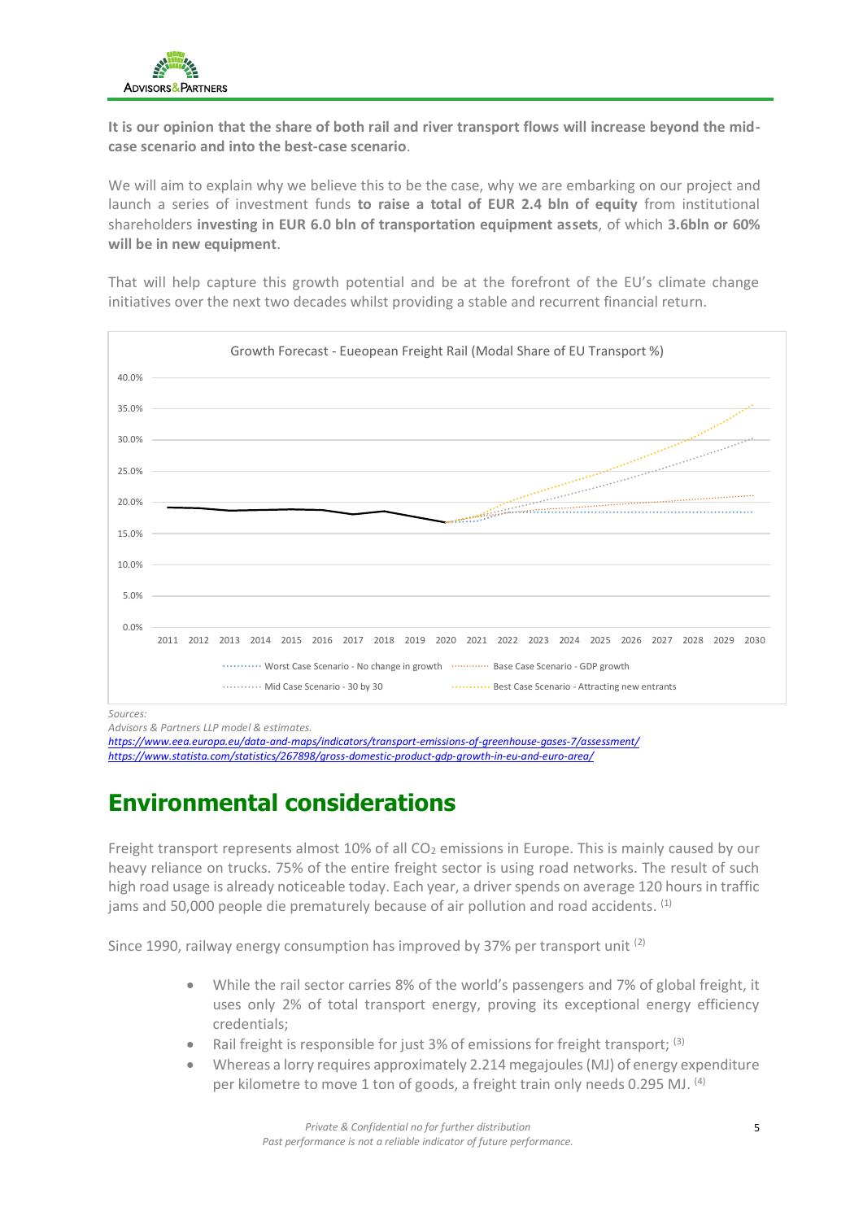It is our opinion that the share of both rail and river transport flows will increase beyond the mid-case scenario and into the best-case scenario.

We will aim to explain why we believe this to be the case, why we are embarking on our project and launch a series of investment funds **to raise a total of EUR 2.4 bln of equity** from institutional shareholders **investing in EUR 6.0 bln of transportation equipment assets**, of which **3.6bln or 60% will be in new equipment**.

That will help capture this growth potential and be at the forefront of the EU's climate change initiatives over the next two decades whilst providing a stable and recurrent financial return.

Growth Forecast - Eueopean Freight Rail (Modal Share of EU Transport %)

Worst Case Scenario - No change in growth; Base Case Scenario - GDP growth; Mid Case Scenario - 30 by 30; Best Case Scenario - Attracting new entrants

*Sources:*
*Advisors & Partners LLP model & estimates.*
*https://www.eea.europa.eu/data-and-maps/indicators/transport-emissions-of-greenhouse-gases-7/assessment/*
*https://www.statista.com/statistics/267898/gross-domestic-product-gdp-growth-in-eu-and-euro-area/*

# Environmental considerations

Freight transport represents almost 10% of all $CO_2$ emissions in Europe. This is mainly caused by our heavy reliance on trucks. 75% of the entire freight sector is using road networks. The result of such high road usage is already noticeable today. Each year, a driver spends on average 120 hours in traffic jams and 50,000 people die prematurely because of air pollution and road accidents. [1]

Since 1990, railway energy consumption has improved by 37% per transport unit [2]

- While the rail sector carries 8% of the world's passengers and 7% of global freight, it uses only 2% of total transport energy, proving its exceptional energy efficiency credentials;
- Rail freight is responsible for just 3% of emissions for freight transport; [3]
- Whereas a lorry requires approximately 2.214 megajoules (MJ) of energy expenditure per kilometre to move 1 ton of goods, a freight train only needs 0.295 MJ. [4]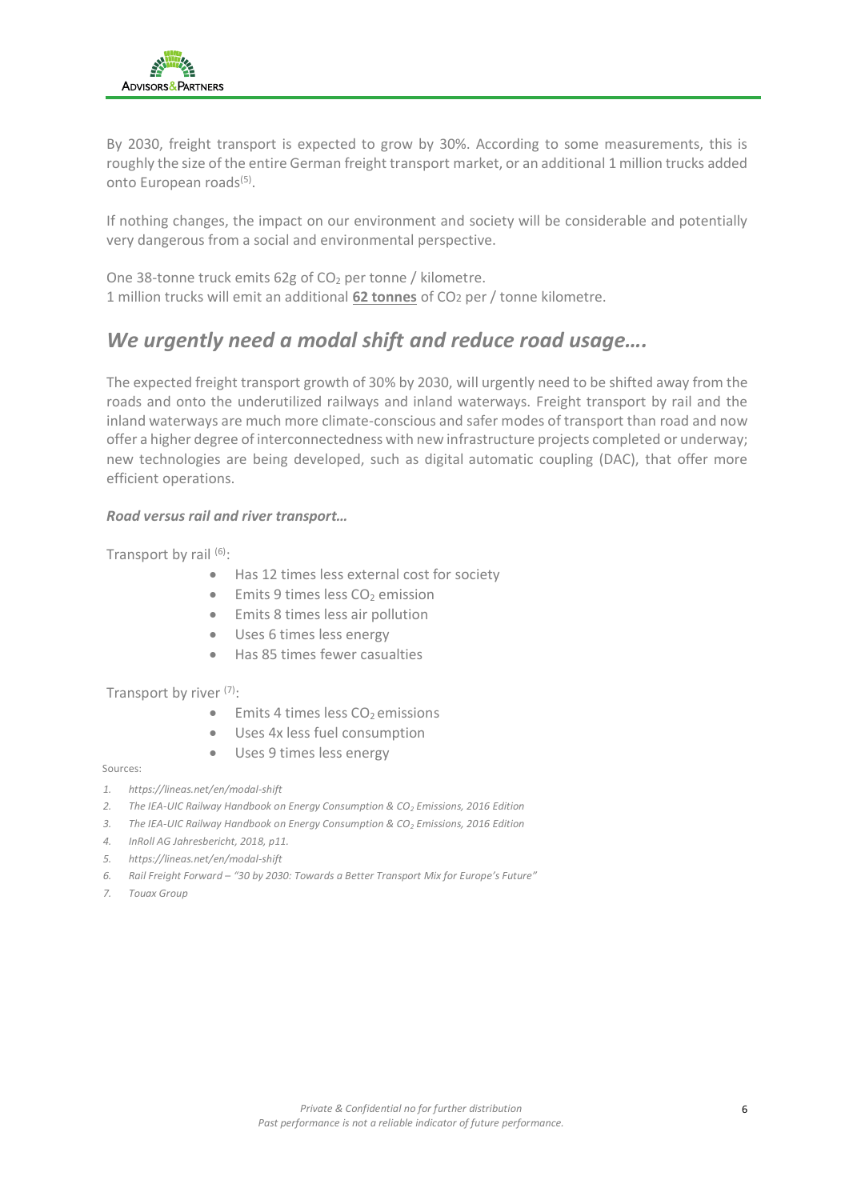By 2030, freight transport is expected to grow by 30%. According to some measurements, this is roughly the size of the entire German freight transport market, or an additional 1 million trucks added onto European roads[5].

If nothing changes, the impact on our environment and society will be considerable and potentially very dangerous from a social and environmental perspective.

One 38-tonne truck emits 62g of $CO_2$ per tonne / kilometre.
1 million trucks will emit an additional **62 tonnes** of $CO_2$ per / tonne kilometre.

## *We urgently need a modal shift and reduce road usage….*

The expected freight transport growth of 30% by 2030, will urgently need to be shifted away from the roads and onto the underutilized railways and inland waterways. Freight transport by rail and the inland waterways are much more climate-conscious and safer modes of transport than road and now offer a higher degree of interconnectedness with new infrastructure projects completed or underway; new technologies are being developed, such as digital automatic coupling (DAC), that offer more efficient operations.

***Road versus rail and river transport…***

Transport by rail [6]:

- Has 12 times less external cost for society
- Emits 9 times less $CO_2$ emission
- Emits 8 times less air pollution
- Uses 6 times less energy
- Has 85 times fewer casualties

Transport by river [7]:

- Emits 4 times less $CO_2$ emissions
- Uses 4x less fuel consumption
- Uses 9 times less energy

Sources:

1. *https://lineas.net/en/modal-shift*
2. *The IEA-UIC Railway Handbook on Energy Consumption & $CO_2$ Emissions, 2016 Edition*
3. *The IEA-UIC Railway Handbook on Energy Consumption & $CO_2$ Emissions, 2016 Edition*
4. *InRoll AG Jahresbericht, 2018, p11.*
5. *https://lineas.net/en/modal-shift*
6. *Rail Freight Forward – "30 by 2030: Towards a Better Transport Mix for Europe's Future"*
7. *Touax Group*

*Private & Confidential no for further distribution*
*Past performance is not a reliable indicator of future performance.*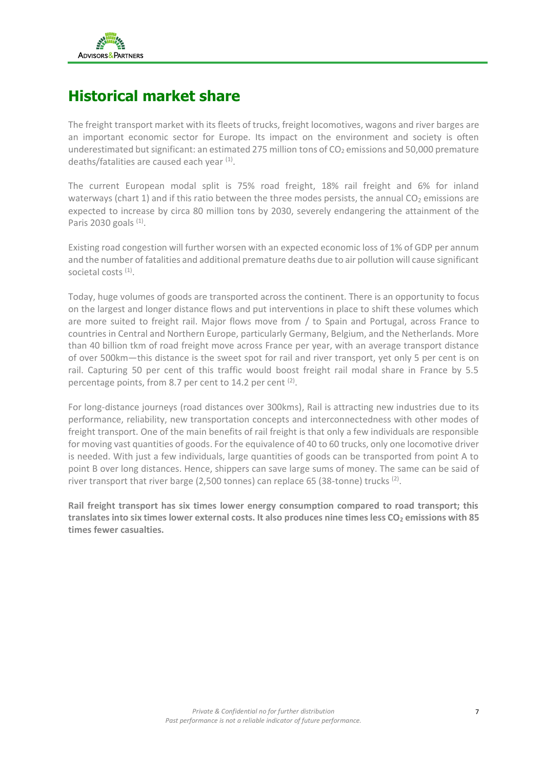# Historical market share

The freight transport market with its fleets of trucks, freight locomotives, wagons and river barges are an important economic sector for Europe. Its impact on the environment and society is often underestimated but significant: an estimated 275 million tons of $CO_2$ emissions and 50,000 premature deaths/fatalities are caused each year [(1)].

The current European modal split is 75% road freight, 18% rail freight and 6% for inland waterways (chart 1) and if this ratio between the three modes persists, the annual $CO_2$ emissions are expected to increase by circa 80 million tons by 2030, severely endangering the attainment of the Paris 2030 goals [(1)].

Existing road congestion will further worsen with an expected economic loss of 1% of GDP per annum and the number of fatalities and additional premature deaths due to air pollution will cause significant societal costs [(1)].

Today, huge volumes of goods are transported across the continent. There is an opportunity to focus on the largest and longer distance flows and put interventions in place to shift these volumes which are more suited to freight rail. Major flows move from / to Spain and Portugal, across France to countries in Central and Northern Europe, particularly Germany, Belgium, and the Netherlands. More than 40 billion tkm of road freight move across France per year, with an average transport distance of over 500km—this distance is the sweet spot for rail and river transport, yet only 5 per cent is on rail. Capturing 50 per cent of this traffic would boost freight rail modal share in France by 5.5 percentage points, from 8.7 per cent to 14.2 per cent [(2)].

For long-distance journeys (road distances over 300kms), Rail is attracting new industries due to its performance, reliability, new transportation concepts and interconnectedness with other modes of freight transport. One of the main benefits of rail freight is that only a few individuals are responsible for moving vast quantities of goods. For the equivalence of 40 to 60 trucks, only one locomotive driver is needed. With just a few individuals, large quantities of goods can be transported from point A to point B over long distances. Hence, shippers can save large sums of money. The same can be said of river transport that river barge (2,500 tonnes) can replace 65 (38-tonne) trucks [(2)].

**Rail freight transport has six times lower energy consumption compared to road transport; this translates into six times lower external costs. It also produces nine times less $CO_2$ emissions with 85 times fewer casualties.**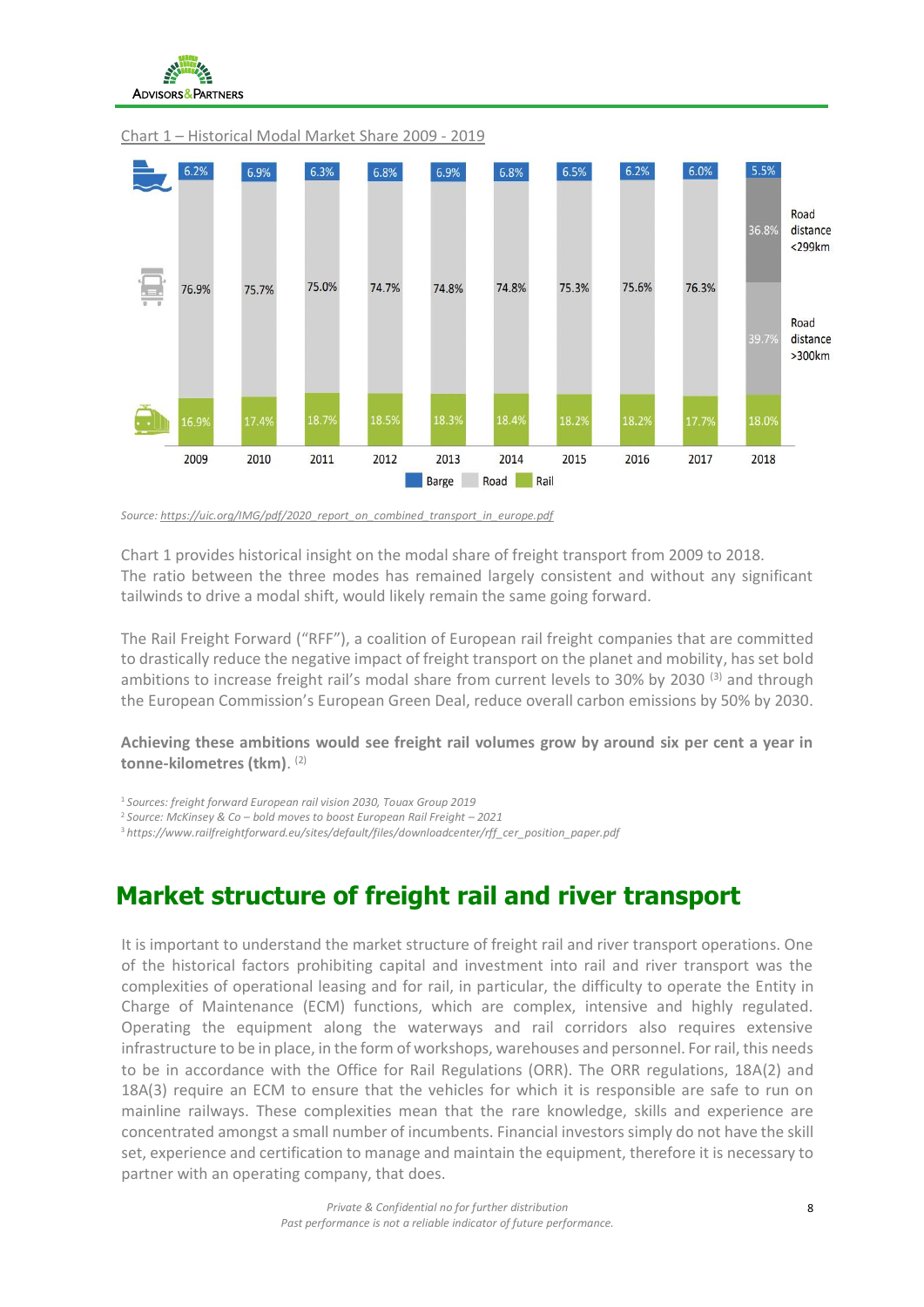Chart 1 – Historical Modal Market Share 2009 - 2019

| Year | Barge | Road | Rail |
|---|---|---|---|
| 2009 | 6.2% | 76.9% | 16.9% |
| 2010 | 6.9% | 75.7% | 17.4% |
| 2011 | 6.3% | 75.0% | 18.7% |
| 2012 | 6.8% | 74.7% | 18.5% |
| 2013 | 6.9% | 74.8% | 18.3% |
| 2014 | 6.8% | 74.8% | 18.4% |
| 2015 | 6.5% | 75.3% | 18.2% |
| 2016 | 6.2% | 75.6% | 18.2% |
| 2017 | 6.0% | 76.3% | 17.7% |
| 2018 | 5.5% | 36.8% (Road distance <299km); 39.7% (Road distance >300km) | 18.0% |

*Source: https://uic.org/IMG/pdf/2020_report_on_combined_transport_in_europe.pdf*

Chart 1 provides historical insight on the modal share of freight transport from 2009 to 2018. The ratio between the three modes has remained largely consistent and without any significant tailwinds to drive a modal shift, would likely remain the same going forward.

The Rail Freight Forward ("RFF"), a coalition of European rail freight companies that are committed to drastically reduce the negative impact of freight transport on the planet and mobility, has set bold ambitions to increase freight rail's modal share from current levels to 30% by 2030 [3] and through the European Commission's European Green Deal, reduce overall carbon emissions by 50% by 2030.

**Achieving these ambitions would see freight rail volumes grow by around six per cent a year in tonne-kilometres (tkm).** [2]

[1] *Sources: freight forward European rail vision 2030, Touax Group 2019*
[2] *Source: McKinsey & Co – bold moves to boost European Rail Freight – 2021*
[3] *https://www.railfreightforward.eu/sites/default/files/downloadcenter/rff_cer_position_paper.pdf*

## Market structure of freight rail and river transport

It is important to understand the market structure of freight rail and river transport operations. One of the historical factors prohibiting capital and investment into rail and river transport was the complexities of operational leasing and for rail, in particular, the difficulty to operate the Entity in Charge of Maintenance (ECM) functions, which are complex, intensive and highly regulated. Operating the equipment along the waterways and rail corridors also requires extensive infrastructure to be in place, in the form of workshops, warehouses and personnel. For rail, this needs to be in accordance with the Office for Rail Regulations (ORR). The ORR regulations, 18A(2) and 18A(3) require an ECM to ensure that the vehicles for which it is responsible are safe to run on mainline railways. These complexities mean that the rare knowledge, skills and experience are concentrated amongst a small number of incumbents. Financial investors simply do not have the skill set, experience and certification to manage and maintain the equipment, therefore it is necessary to partner with an operating company, that does.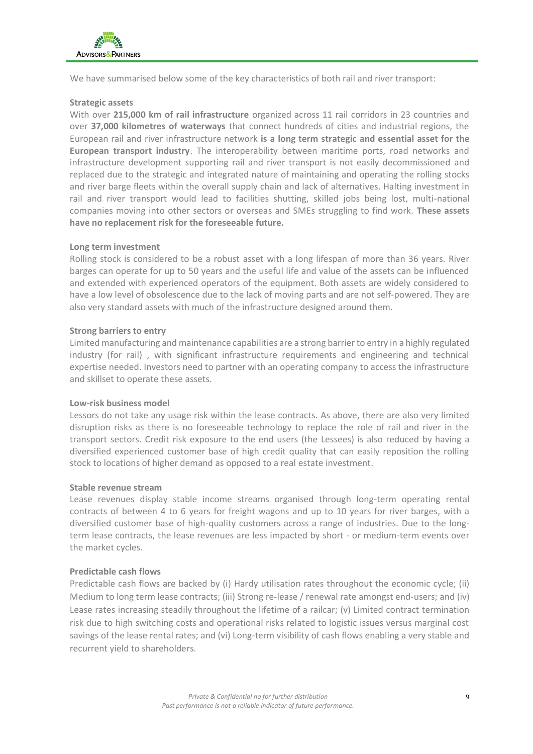We have summarised below some of the key characteristics of both rail and river transport:

**Strategic assets**

With over **215,000 km of rail infrastructure** organized across 11 rail corridors in 23 countries and over **37,000 kilometres of waterways** that connect hundreds of cities and industrial regions, the European rail and river infrastructure network **is a long term strategic and essential asset for the European transport industry**. The interoperability between maritime ports, road networks and infrastructure development supporting rail and river transport is not easily decommissioned and replaced due to the strategic and integrated nature of maintaining and operating the rolling stocks and river barge fleets within the overall supply chain and lack of alternatives. Halting investment in rail and river transport would lead to facilities shutting, skilled jobs being lost, multi-national companies moving into other sectors or overseas and SMEs struggling to find work. **These assets have no replacement risk for the foreseeable future.**

**Long term investment**

Rolling stock is considered to be a robust asset with a long lifespan of more than 36 years. River barges can operate for up to 50 years and the useful life and value of the assets can be influenced and extended with experienced operators of the equipment. Both assets are widely considered to have a low level of obsolescence due to the lack of moving parts and are not self-powered. They are also very standard assets with much of the infrastructure designed around them.

**Strong barriers to entry**

Limited manufacturing and maintenance capabilities are a strong barrier to entry in a highly regulated industry (for rail) , with significant infrastructure requirements and engineering and technical expertise needed. Investors need to partner with an operating company to access the infrastructure and skillset to operate these assets.

**Low-risk business model**

Lessors do not take any usage risk within the lease contracts. As above, there are also very limited disruption risks as there is no foreseeable technology to replace the role of rail and river in the transport sectors. Credit risk exposure to the end users (the Lessees) is also reduced by having a diversified experienced customer base of high credit quality that can easily reposition the rolling stock to locations of higher demand as opposed to a real estate investment.

**Stable revenue stream**

Lease revenues display stable income streams organised through long-term operating rental contracts of between 4 to 6 years for freight wagons and up to 10 years for river barges, with a diversified customer base of high-quality customers across a range of industries. Due to the long-term lease contracts, the lease revenues are less impacted by short - or medium-term events over the market cycles.

**Predictable cash flows**

Predictable cash flows are backed by (i) Hardy utilisation rates throughout the economic cycle; (ii) Medium to long term lease contracts; (iii) Strong re-lease / renewal rate amongst end-users; and (iv) Lease rates increasing steadily throughout the lifetime of a railcar; (v) Limited contract termination risk due to high switching costs and operational risks related to logistic issues versus marginal cost savings of the lease rental rates; and (vi) Long-term visibility of cash flows enabling a very stable and recurrent yield to shareholders.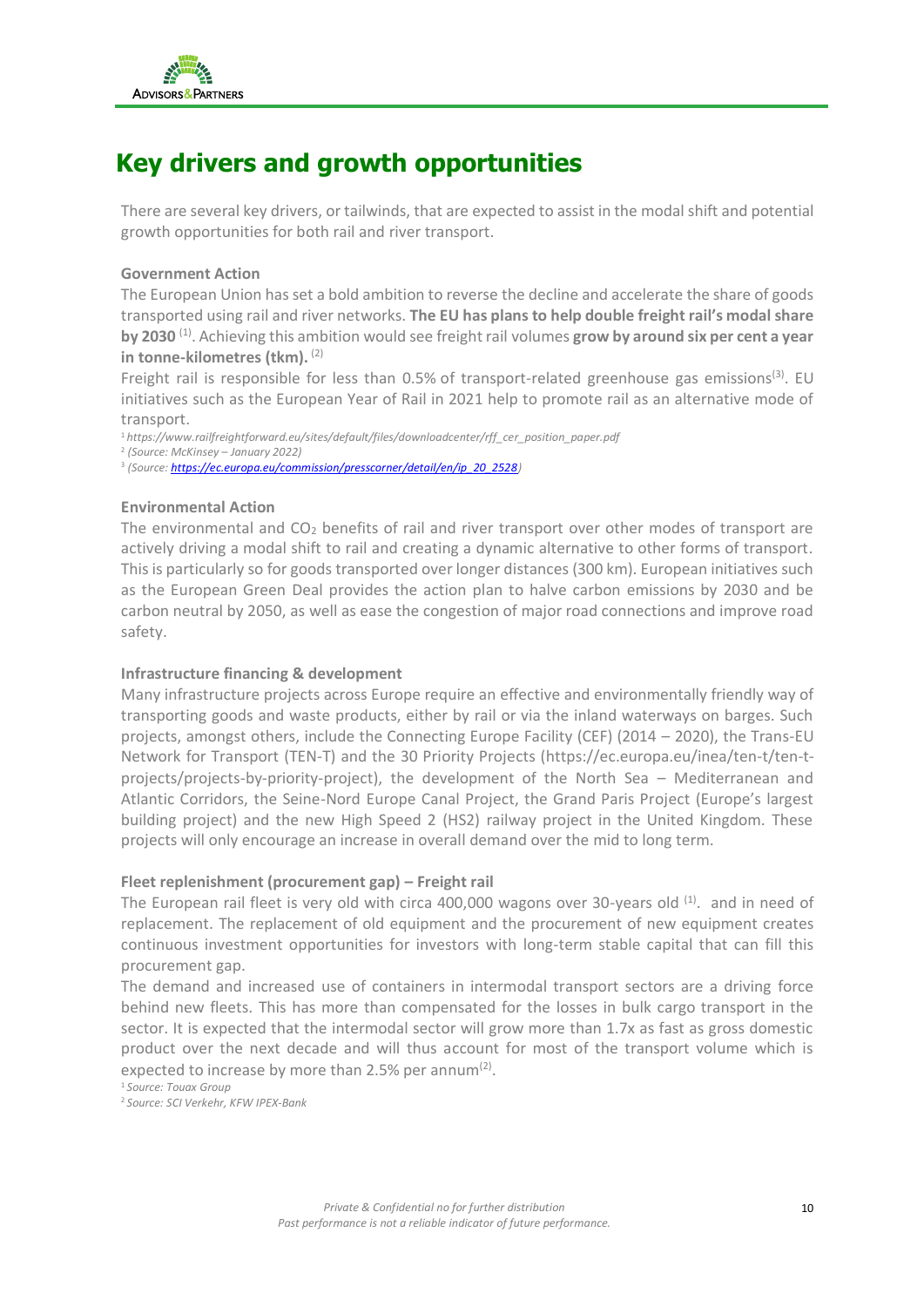# Key drivers and growth opportunities

There are several key drivers, or tailwinds, that are expected to assist in the modal shift and potential growth opportunities for both rail and river transport.

#### Government Action

The European Union has set a bold ambition to reverse the decline and accelerate the share of goods transported using rail and river networks. **The EU has plans to help double freight rail's modal share by 2030** [(1)]. Achieving this ambition would see freight rail volumes **grow by around six per cent a year in tonne-kilometres (tkm).** [(2)]

Freight rail is responsible for less than 0.5% of transport-related greenhouse gas emissions[(3)]. EU initiatives such as the European Year of Rail in 2021 help to promote rail as an alternative mode of transport.

[1] *https://www.railfreightforward.eu/sites/default/files/downloadcenter/rff_cer_position_paper.pdf*
[2] *(Source: McKinsey – January 2022)*
[3] *(Source: https://ec.europa.eu/commission/presscorner/detail/en/ip_20_2528)*

#### Environmental Action

The environmental and $CO_2$ benefits of rail and river transport over other modes of transport are actively driving a modal shift to rail and creating a dynamic alternative to other forms of transport. This is particularly so for goods transported over longer distances (300 km). European initiatives such as the European Green Deal provides the action plan to halve carbon emissions by 2030 and be carbon neutral by 2050, as well as ease the congestion of major road connections and improve road safety.

#### Infrastructure financing & development

Many infrastructure projects across Europe require an effective and environmentally friendly way of transporting goods and waste products, either by rail or via the inland waterways on barges. Such projects, amongst others, include the Connecting Europe Facility (CEF) (2014 – 2020), the Trans-EU Network for Transport (TEN-T) and the 30 Priority Projects (https://ec.europa.eu/inea/ten-t/ten-t-projects/projects-by-priority-project), the development of the North Sea – Mediterranean and Atlantic Corridors, the Seine-Nord Europe Canal Project, the Grand Paris Project (Europe's largest building project) and the new High Speed 2 (HS2) railway project in the United Kingdom. These projects will only encourage an increase in overall demand over the mid to long term.

#### Fleet replenishment (procurement gap) – Freight rail

The European rail fleet is very old with circa 400,000 wagons over 30-years old [(1)]. and in need of replacement. The replacement of old equipment and the procurement of new equipment creates continuous investment opportunities for investors with long-term stable capital that can fill this procurement gap.

The demand and increased use of containers in intermodal transport sectors are a driving force behind new fleets. This has more than compensated for the losses in bulk cargo transport in the sector. It is expected that the intermodal sector will grow more than 1.7x as fast as gross domestic product over the next decade and will thus account for most of the transport volume which is expected to increase by more than 2.5% per annum[(2)].

[1] *Source: Touax Group*
[2] *Source: SCI Verkehr, KFW IPEX-Bank*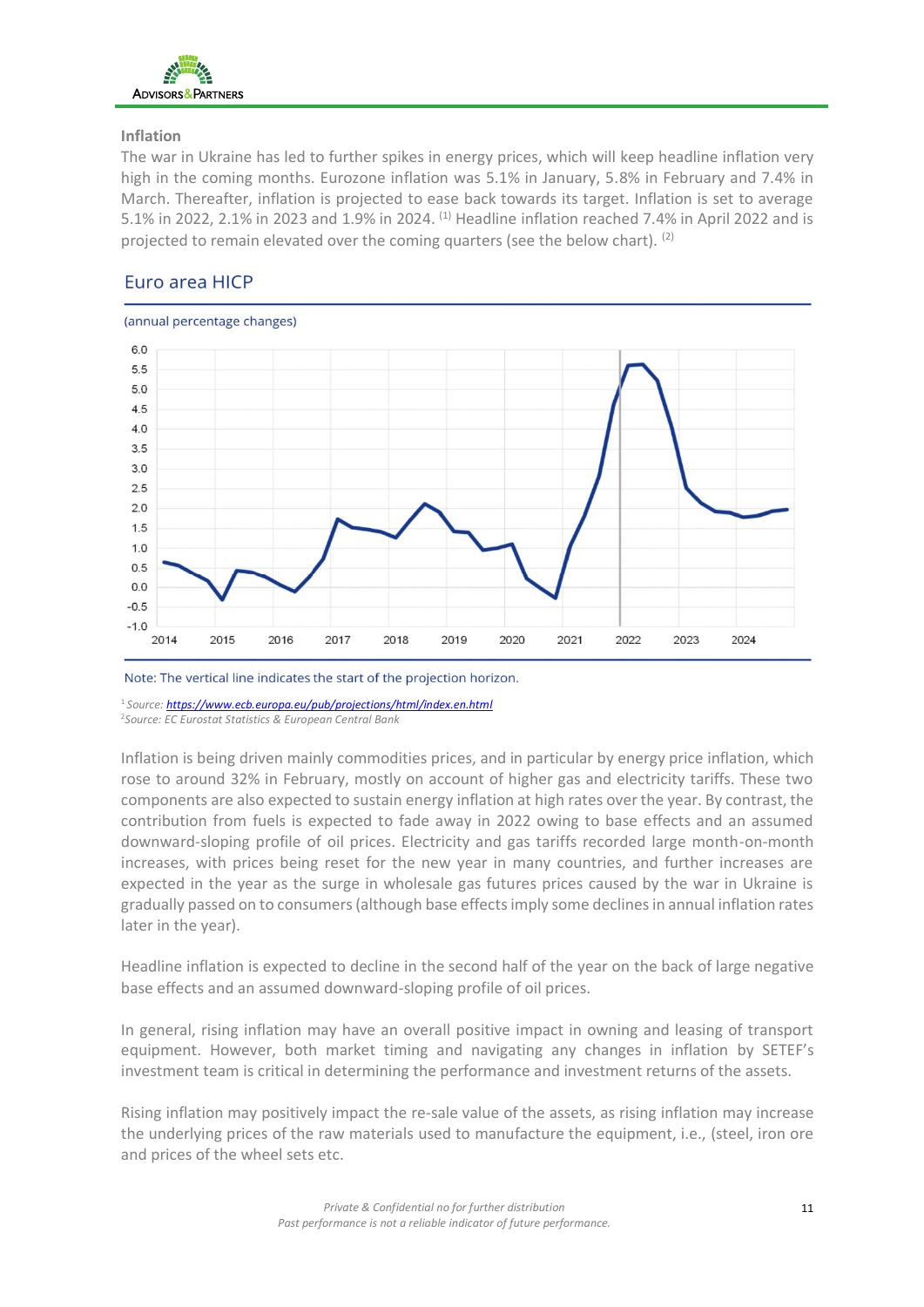### Inflation

The war in Ukraine has led to further spikes in energy prices, which will keep headline inflation very high in the coming months. Eurozone inflation was 5.1% in January, 5.8% in February and 7.4% in March. Thereafter, inflation is projected to ease back towards its target. Inflation is set to average 5.1% in 2022, 2.1% in 2023 and 1.9% in 2024. [(1)] Headline inflation reached 7.4% in April 2022 and is projected to remain elevated over the coming quarters (see the below chart). [(2)]

## Euro area HICP

(annual percentage changes)

Note: The vertical line indicates the start of the projection horizon.

[1] *Source: https://www.ecb.europa.eu/pub/projections/html/index.en.html*
[2] *Source: EC Eurostat Statistics & European Central Bank*

Inflation is being driven mainly commodities prices, and in particular by energy price inflation, which rose to around 32% in February, mostly on account of higher gas and electricity tariffs. These two components are also expected to sustain energy inflation at high rates over the year. By contrast, the contribution from fuels is expected to fade away in 2022 owing to base effects and an assumed downward-sloping profile of oil prices. Electricity and gas tariffs recorded large month-on-month increases, with prices being reset for the new year in many countries, and further increases are expected in the year as the surge in wholesale gas futures prices caused by the war in Ukraine is gradually passed on to consumers (although base effects imply some declines in annual inflation rates later in the year).

Headline inflation is expected to decline in the second half of the year on the back of large negative base effects and an assumed downward-sloping profile of oil prices.

In general, rising inflation may have an overall positive impact in owning and leasing of transport equipment. However, both market timing and navigating any changes in inflation by SETEF's investment team is critical in determining the performance and investment returns of the assets.

Rising inflation may positively impact the re-sale value of the assets, as rising inflation may increase the underlying prices of the raw materials used to manufacture the equipment, i.e., (steel, iron ore and prices of the wheel sets etc.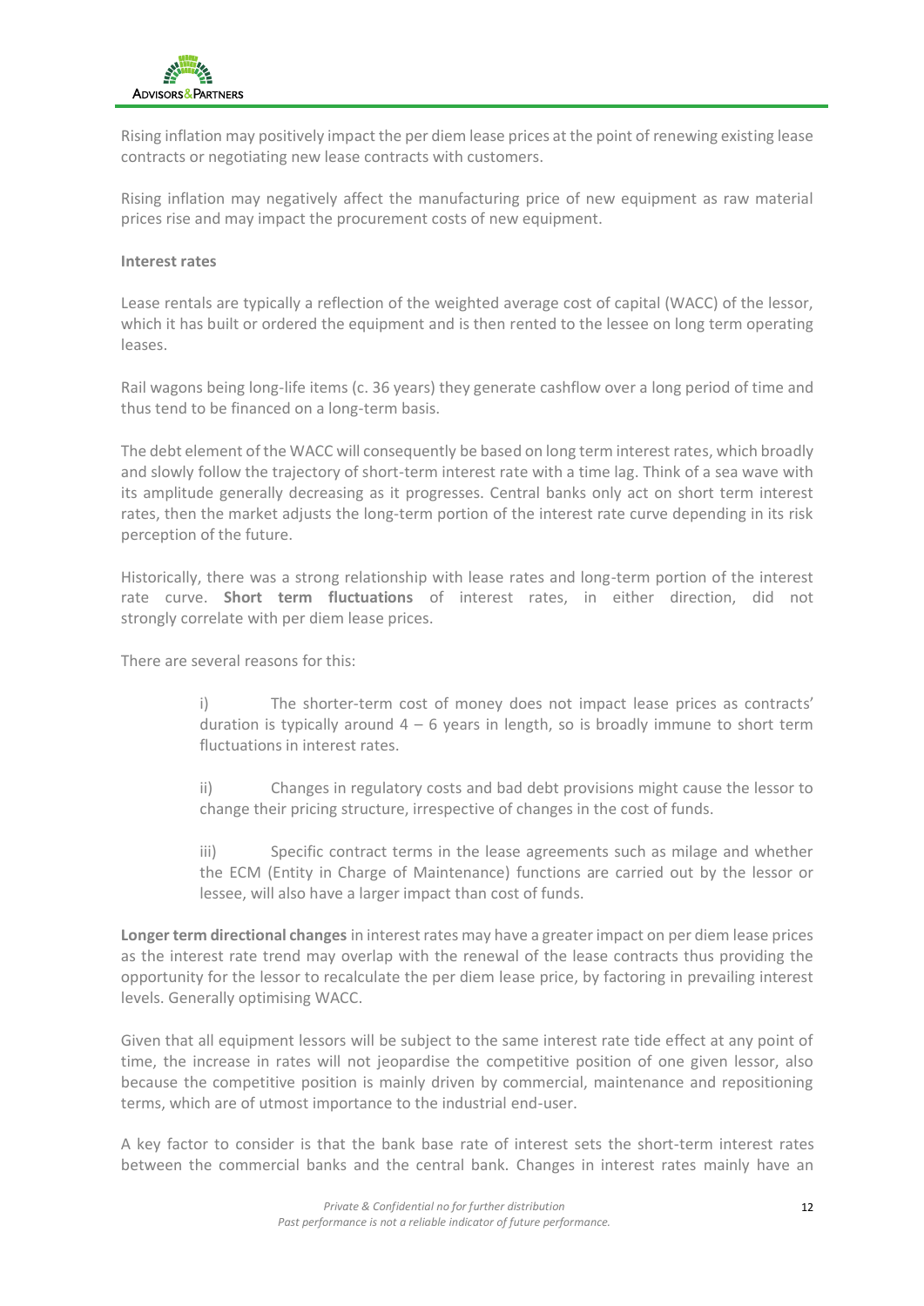Rising inflation may positively impact the per diem lease prices at the point of renewing existing lease contracts or negotiating new lease contracts with customers.

Rising inflation may negatively affect the manufacturing price of new equipment as raw material prices rise and may impact the procurement costs of new equipment.

**Interest rates**

Lease rentals are typically a reflection of the weighted average cost of capital (WACC) of the lessor, which it has built or ordered the equipment and is then rented to the lessee on long term operating leases.

Rail wagons being long-life items (c. 36 years) they generate cashflow over a long period of time and thus tend to be financed on a long-term basis.

The debt element of the WACC will consequently be based on long term interest rates, which broadly and slowly follow the trajectory of short-term interest rate with a time lag. Think of a sea wave with its amplitude generally decreasing as it progresses. Central banks only act on short term interest rates, then the market adjusts the long-term portion of the interest rate curve depending in its risk perception of the future.

Historically, there was a strong relationship with lease rates and long-term portion of the interest rate curve. **Short term fluctuations** of interest rates, in either direction, did not strongly correlate with per diem lease prices.

There are several reasons for this:

i) The shorter-term cost of money does not impact lease prices as contracts' duration is typically around 4 – 6 years in length, so is broadly immune to short term fluctuations in interest rates.

ii) Changes in regulatory costs and bad debt provisions might cause the lessor to change their pricing structure, irrespective of changes in the cost of funds.

iii) Specific contract terms in the lease agreements such as milage and whether the ECM (Entity in Charge of Maintenance) functions are carried out by the lessor or lessee, will also have a larger impact than cost of funds.

**Longer term directional changes** in interest rates may have a greater impact on per diem lease prices as the interest rate trend may overlap with the renewal of the lease contracts thus providing the opportunity for the lessor to recalculate the per diem lease price, by factoring in prevailing interest levels. Generally optimising WACC.

Given that all equipment lessors will be subject to the same interest rate tide effect at any point of time, the increase in rates will not jeopardise the competitive position of one given lessor, also because the competitive position is mainly driven by commercial, maintenance and repositioning terms, which are of utmost importance to the industrial end-user.

A key factor to consider is that the bank base rate of interest sets the short-term interest rates between the commercial banks and the central bank. Changes in interest rates mainly have an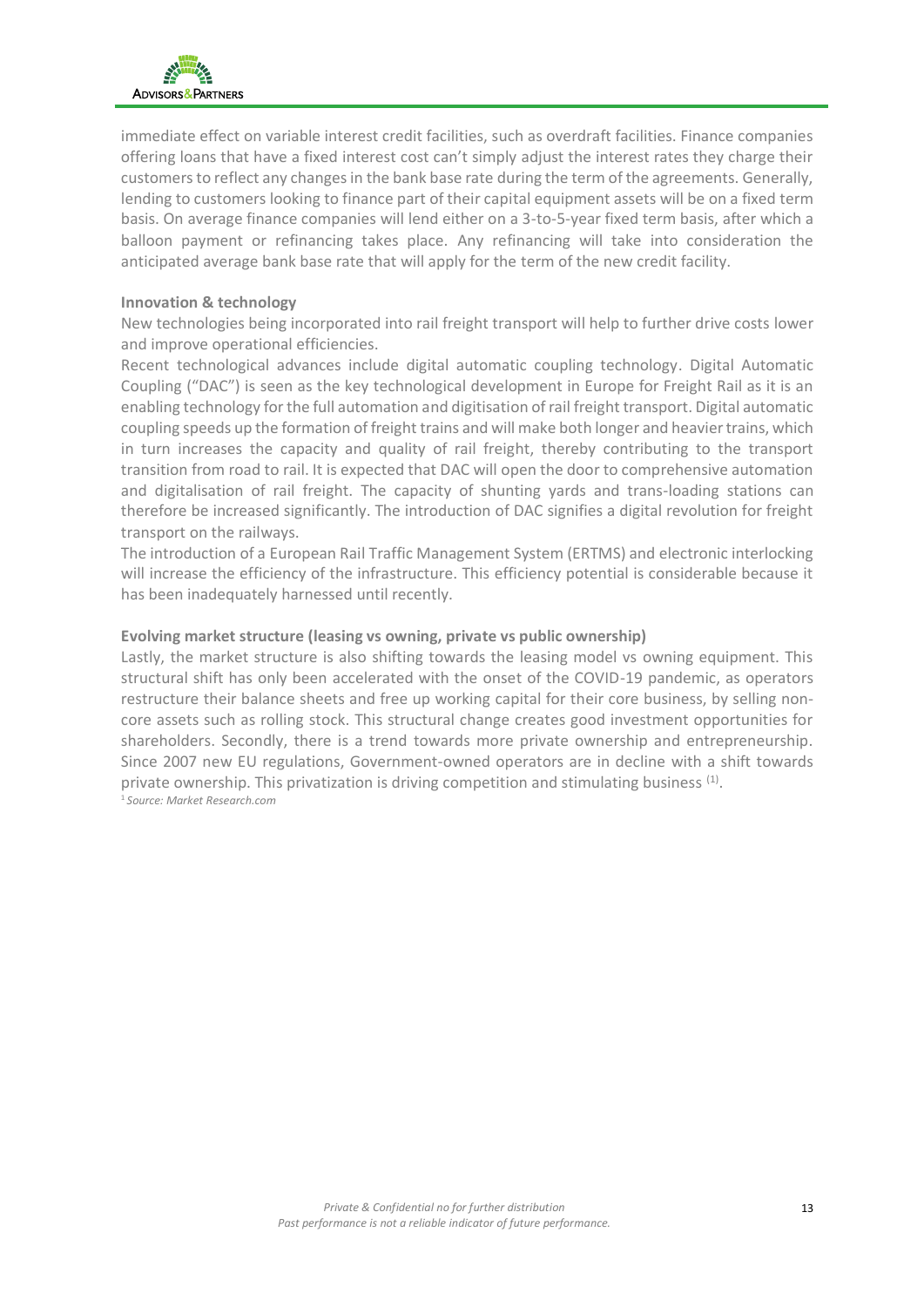immediate effect on variable interest credit facilities, such as overdraft facilities. Finance companies offering loans that have a fixed interest cost can't simply adjust the interest rates they charge their customers to reflect any changes in the bank base rate during the term of the agreements. Generally, lending to customers looking to finance part of their capital equipment assets will be on a fixed term basis. On average finance companies will lend either on a 3-to-5-year fixed term basis, after which a balloon payment or refinancing takes place. Any refinancing will take into consideration the anticipated average bank base rate that will apply for the term of the new credit facility.

**Innovation & technology**

New technologies being incorporated into rail freight transport will help to further drive costs lower and improve operational efficiencies.

Recent technological advances include digital automatic coupling technology. Digital Automatic Coupling ("DAC") is seen as the key technological development in Europe for Freight Rail as it is an enabling technology for the full automation and digitisation of rail freight transport. Digital automatic coupling speeds up the formation of freight trains and will make both longer and heavier trains, which in turn increases the capacity and quality of rail freight, thereby contributing to the transport transition from road to rail. It is expected that DAC will open the door to comprehensive automation and digitalisation of rail freight. The capacity of shunting yards and trans-loading stations can therefore be increased significantly. The introduction of DAC signifies a digital revolution for freight transport on the railways.

The introduction of a European Rail Traffic Management System (ERTMS) and electronic interlocking will increase the efficiency of the infrastructure. This efficiency potential is considerable because it has been inadequately harnessed until recently.

**Evolving market structure (leasing vs owning, private vs public ownership)**

Lastly, the market structure is also shifting towards the leasing model vs owning equipment. This structural shift has only been accelerated with the onset of the COVID-19 pandemic, as operators restructure their balance sheets and free up working capital for their core business, by selling non-core assets such as rolling stock. This structural change creates good investment opportunities for shareholders. Secondly, there is a trend towards more private ownership and entrepreneurship. Since 2007 new EU regulations, Government-owned operators are in decline with a shift towards private ownership. This privatization is driving competition and stimulating business (1).

[1] *Source: Market Research.com*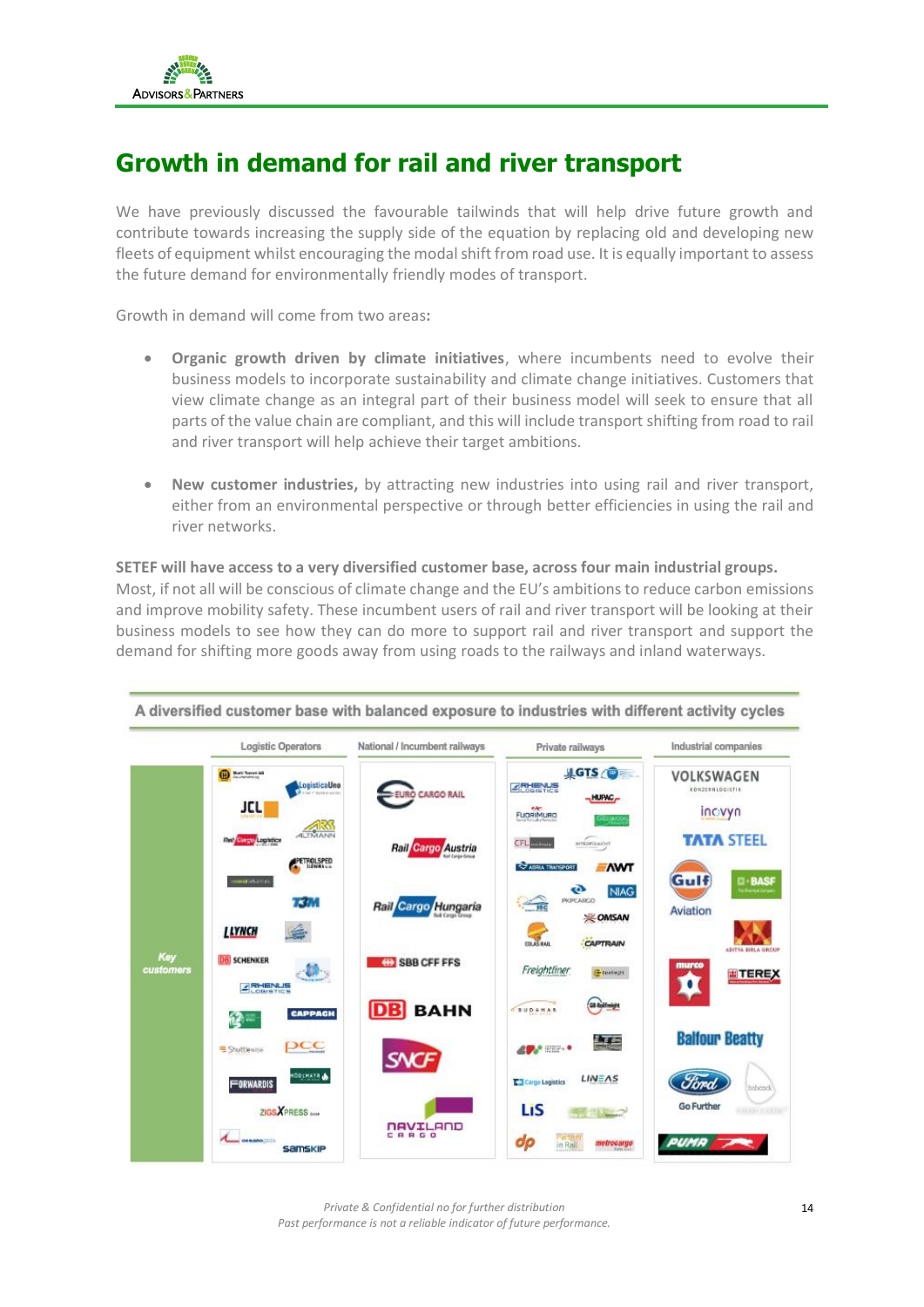# Growth in demand for rail and river transport

We have previously discussed the favourable tailwinds that will help drive future growth and contribute towards increasing the supply side of the equation by replacing old and developing new fleets of equipment whilst encouraging the modal shift from road use. It is equally important to assess the future demand for environmentally friendly modes of transport.

Growth in demand will come from two areas**:**

- **Organic growth driven by climate initiatives**, where incumbents need to evolve their business models to incorporate sustainability and climate change initiatives. Customers that view climate change as an integral part of their business model will seek to ensure that all parts of the value chain are compliant, and this will include transport shifting from road to rail and river transport will help achieve their target ambitions.

- **New customer industries,** by attracting new industries into using rail and river transport, either from an environmental perspective or through better efficiencies in using the rail and river networks.

**SETEF will have access to a very diversified customer base, across four main industrial groups.** Most, if not all will be conscious of climate change and the EU's ambitions to reduce carbon emissions and improve mobility safety. These incumbent users of rail and river transport will be looking at their business models to see how they can do more to support rail and river transport and support the demand for shifting more goods away from using roads to the railways and inland waterways.

**A diversified customer base with balanced exposure to industries with different activity cycles**

| | Logistic Operators | National / Incumbent railways | Private railways | Industrial companies |
|---|---|---|---|---|
| Key customers | LogisticaUno, JCL, ARS Altmann, Rail Cargo Logistics, Petrolspedition, T3M, Lynch, DB Schenker, Rhenus Logistics, Cappach, Shuttlewise, PCC, Forwardis, Hödlmayr, ZigsXpress, oceano, Samskip | Euro Cargo Rail, Rail Cargo Austria, Rail Cargo Hungaria, SBB CFF FFS, DB Bahn, SNCF, Naviland Cargo | GTS, Rhenus Logistics, Hupac, Fuorimuro, CFL multimodal, Interfracht, Adria Transport, AWT, PKP Cargo, NIAG, Omsan, Colas Rail, Captrain, Freightliner, Sudamas, Cargo Logistics, Lineas, LIS, dp, Partner in Rail, metrocargo | Volkswagen Konzernlogistik, Inovyn, Tata Steel, Gulf Aviation, BASF, Aditya Birla Group, Murco, Terex, Balfour Beatty, Ford Go Further, Babcock, Puma |

*Private & Confidential no for further distribution*
*Past performance is not a reliable indicator of future performance.*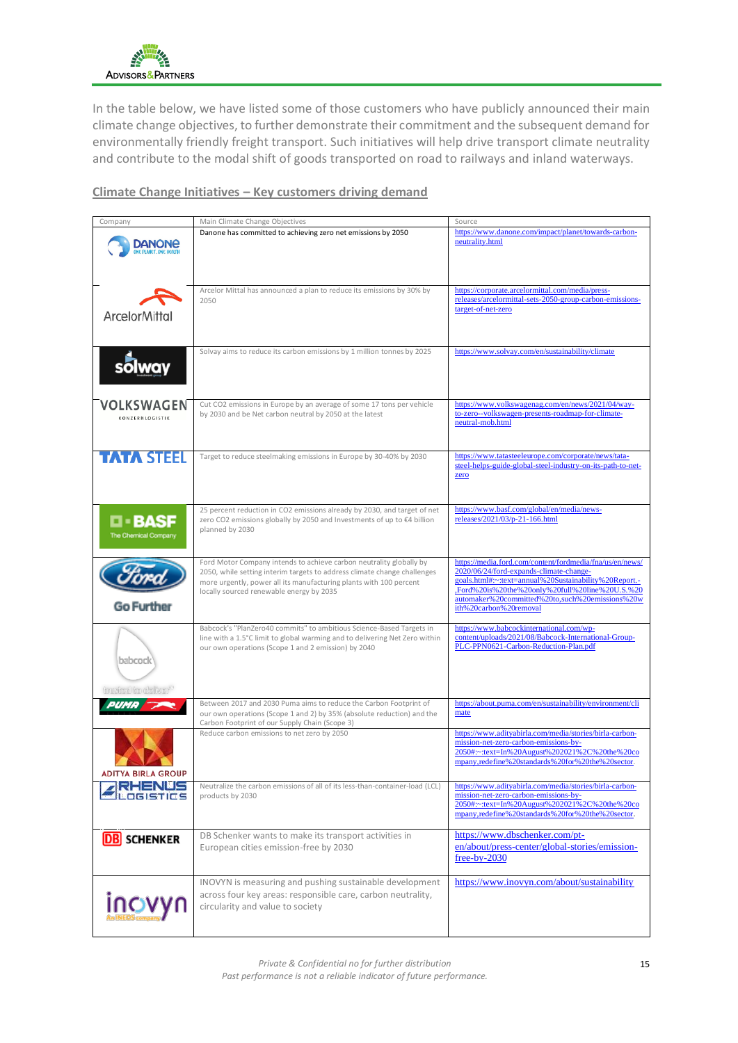In the table below, we have listed some of those customers who have publicly announced their main climate change objectives, to further demonstrate their commitment and the subsequent demand for environmentally friendly freight transport. Such initiatives will help drive transport climate neutrality and contribute to the modal shift of goods transported on road to railways and inland waterways.

## Climate Change Initiatives – Key customers driving demand

| Company | Main Climate Change Objectives | Source |
|---|---|---|
| DANONE ONE PLANET. ONE HEALTH | Danone has committed to achieving zero net emissions by 2050 | https://www.danone.com/impact/planet/towards-carbon-neutrality.html |
| ArcelorMittal | Arcelor Mittal has announced a plan to reduce its emissions by 30% by 2050 | https://corporate.arcelormittal.com/media/press-releases/arcelormittal-sets-2050-group-carbon-emissions-target-of-net-zero |
| solway | Solvay aims to reduce its carbon emissions by 1 million tonnes by 2025 | https://www.solvay.com/en/sustainability/climate |
| VOLKSWAGEN KONZERNLOGISTIK | Cut CO2 emissions in Europe by an average of some 17 tons per vehicle by 2030 and be Net carbon neutral by 2050 at the latest | https://www.volkswagenag.com/en/news/2021/04/way-to-zero--volkswagen-presents-roadmap-for-climate-neutral-mob.html |
| TATA STEEL | Target to reduce steelmaking emissions in Europe by 30-40% by 2030 | https://www.tatasteeleurope.com/corporate/news/tata-steel-helps-guide-global-steel-industry-on-its-path-to-net-zero |
| BASF The Chemical Company | 25 percent reduction in CO2 emissions already by 2030, and target of net zero CO2 emissions globally by 2050 and Investments of up to €4 billion planned by 2030 | https://www.basf.com/global/en/media/news-releases/2021/03/p-21-166.html |
| Ford Go Further | Ford Motor Company intends to achieve carbon neutrality globally by 2050, while setting interim targets to address climate change challenges more urgently, power all its manufacturing plants with 100 percent locally sourced renewable energy by 2035 | https://media.ford.com/content/fordmedia/fna/us/en/news/2020/06/24/ford-expands-climate-change-goals.html#:~:text=annual%20Sustainability%20Report.-,Ford%20is%20the%20only%20full%20line%20U.S.%20automaker%20committed%20to,such%20emissions%20with%20carbon%20removal |
| babcock trusted to deliver | Babcock's "PlanZero40 commits" to ambitious Science-Based Targets in line with a 1.5°C limit to global warming and to delivering Net Zero within our own operations (Scope 1 and 2 emission) by 2040 | https://www.babcockinternational.com/wp-content/uploads/2021/08/Babcock-International-Group-PLC-PPN0621-Carbon-Reduction-Plan.pdf |
| PUMA | Between 2017 and 2030 Puma aims to reduce the Carbon Footprint of our own operations (Scope 1 and 2) by 35% (absolute reduction) and the Carbon Footprint of our Supply Chain (Scope 3) | https://about.puma.com/en/sustainability/environment/climate |
| ADITYA BIRLA GROUP | Reduce carbon emissions to net zero by 2050 | https://www.adityabirla.com/media/stories/birla-carbon-mission-net-zero-carbon-emissions-by-2050#:~:text=In%20August%202021%2C%20the%20company,redefine%20standards%20for%20the%20sector. |
| RHENUS LOGISTICS | Neutralize the carbon emissions of all of its less-than-container-load (LCL) products by 2030 | https://www.adityabirla.com/media/stories/birla-carbon-mission-net-zero-carbon-emissions-by-2050#:~:text=In%20August%202021%2C%20the%20company,redefine%20standards%20for%20the%20sector. |
| DB SCHENKER | DB Schenker wants to make its transport activities in European cities emission-free by 2030 | https://www.dbschenker.com/pt-en/about/press-center/global-stories/emission-free-by-2030 |
| inovyn An INEOS company | INOVYN is measuring and pushing sustainable development across four key areas: responsible care, carbon neutrality, circularity and value to society | https://www.inovyn.com/about/sustainability |

*Private & Confidential no for further distribution*
*Past performance is not a reliable indicator of future performance.*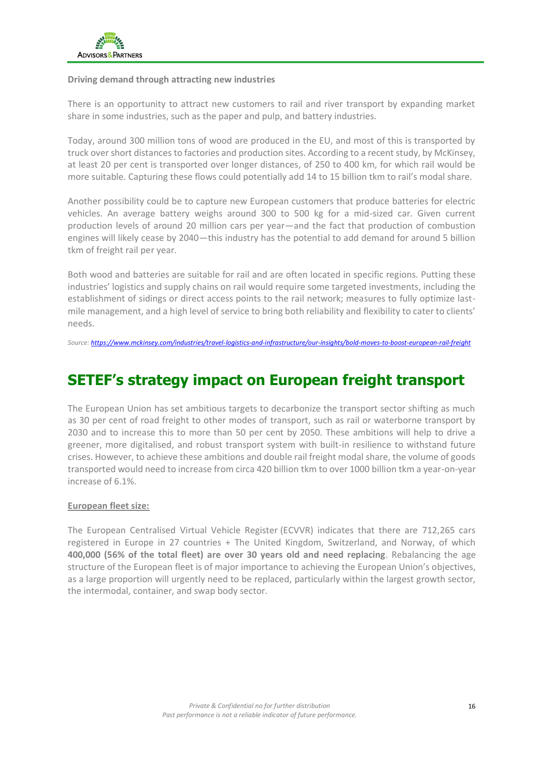**Driving demand through attracting new industries**

There is an opportunity to attract new customers to rail and river transport by expanding market share in some industries, such as the paper and pulp, and battery industries.

Today, around 300 million tons of wood are produced in the EU, and most of this is transported by truck over short distances to factories and production sites. According to a recent study, by McKinsey, at least 20 per cent is transported over longer distances, of 250 to 400 km, for which rail would be more suitable. Capturing these flows could potentially add 14 to 15 billion tkm to rail's modal share.

Another possibility could be to capture new European customers that produce batteries for electric vehicles. An average battery weighs around 300 to 500 kg for a mid-sized car. Given current production levels of around 20 million cars per year—and the fact that production of combustion engines will likely cease by 2040—this industry has the potential to add demand for around 5 billion tkm of freight rail per year.

Both wood and batteries are suitable for rail and are often located in specific regions. Putting these industries' logistics and supply chains on rail would require some targeted investments, including the establishment of sidings or direct access points to the rail network; measures to fully optimize last-mile management, and a high level of service to bring both reliability and flexibility to cater to clients' needs.

*Source: https://www.mckinsey.com/industries/travel-logistics-and-infrastructure/our-insights/bold-moves-to-boost-european-rail-freight*

# SETEF's strategy impact on European freight transport

The European Union has set ambitious targets to decarbonize the transport sector shifting as much as 30 per cent of road freight to other modes of transport, such as rail or waterborne transport by 2030 and to increase this to more than 50 per cent by 2050. These ambitions will help to drive a greener, more digitalised, and robust transport system with built-in resilience to withstand future crises. However, to achieve these ambitions and double rail freight modal share, the volume of goods transported would need to increase from circa 420 billion tkm to over 1000 billion tkm a year-on-year increase of 6.1%.

**European fleet size:**

The European Centralised Virtual Vehicle Register (ECVVR) indicates that there are 712,265 cars registered in Europe in 27 countries + The United Kingdom, Switzerland, and Norway, of which **400,000 (56% of the total fleet) are over 30 years old and need replacing**. Rebalancing the age structure of the European fleet is of major importance to achieving the European Union's objectives, as a large proportion will urgently need to be replaced, particularly within the largest growth sector, the intermodal, container, and swap body sector.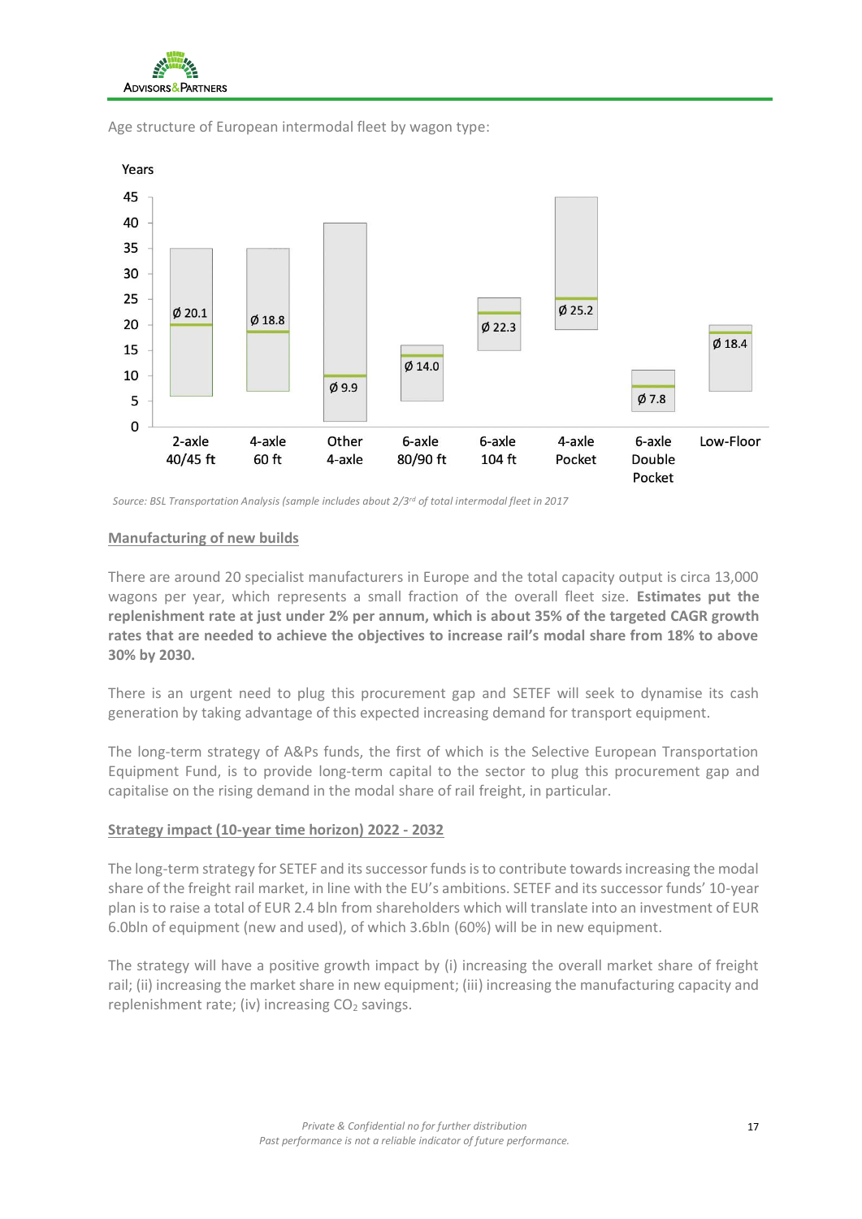Age structure of European intermodal fleet by wagon type:

| Wagon type | Average age (years) |
| --- | --- |
| 2-axle 40/45 ft | Ø 20.1 |
| 4-axle 60 ft | Ø 18.8 |
| Other 4-axle | Ø 9.9 |
| 6-axle 80/90 ft | Ø 14.0 |
| 6-axle 104 ft | Ø 22.3 |
| 4-axle Pocket | Ø 25.2 |
| 6-axle Double Pocket | Ø 7.8 |
| Low-Floor | Ø 18.4 |

*Source: BSL Transportation Analysis (sample includes about 2/3rd of total intermodal fleet in 2017*

## Manufacturing of new builds

There are around 20 specialist manufacturers in Europe and the total capacity output is circa 13,000 wagons per year, which represents a small fraction of the overall fleet size. **Estimates put the replenishment rate at just under 2% per annum, which is about 35% of the targeted CAGR growth rates that are needed to achieve the objectives to increase rail's modal share from 18% to above 30% by 2030.**

There is an urgent need to plug this procurement gap and SETEF will seek to dynamise its cash generation by taking advantage of this expected increasing demand for transport equipment.

The long-term strategy of A&Ps funds, the first of which is the Selective European Transportation Equipment Fund, is to provide long-term capital to the sector to plug this procurement gap and capitalise on the rising demand in the modal share of rail freight, in particular.

## Strategy impact (10-year time horizon) 2022 - 2032

The long-term strategy for SETEF and its successor funds is to contribute towards increasing the modal share of the freight rail market, in line with the EU's ambitions. SETEF and its successor funds' 10-year plan is to raise a total of EUR 2.4 bln from shareholders which will translate into an investment of EUR 6.0bln of equipment (new and used), of which 3.6bln (60%) will be in new equipment.

The strategy will have a positive growth impact by (i) increasing the overall market share of freight rail; (ii) increasing the market share in new equipment; (iii) increasing the manufacturing capacity and replenishment rate; (iv) increasing $CO_2$ savings.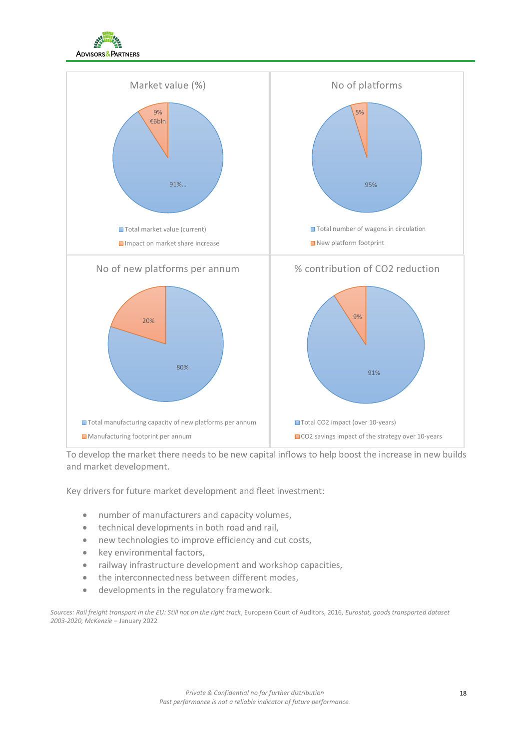Market value (%)

- 9% €6bln
- 91%...

Total market value (current)
Impact on market share increase

No of platforms

- 5%
- 95%

Total number of wagons in circulation
New platform footprint

No of new platforms per annum

- 20%
- 80%

Total manufacturing capacity of new platforms per annum
Manufacturing footprint per annum

% contribution of $CO_2$ reduction

- 9%
- 91%

Total $CO_2$ impact (over 10-years)
$CO_2$ savings impact of the strategy over 10-years

To develop the market there needs to be new capital inflows to help boost the increase in new builds and market development.

Key drivers for future market development and fleet investment:

- number of manufacturers and capacity volumes,
- technical developments in both road and rail,
- new technologies to improve efficiency and cut costs,
- key environmental factors,
- railway infrastructure development and workshop capacities,
- the interconnectedness between different modes,
- developments in the regulatory framework.

*Sources: Rail freight transport in the EU: Still not on the right track*, European Court of Auditors, 2016, *Eurostat, goods transported dataset 2003-2020, McKenzie* – January 2022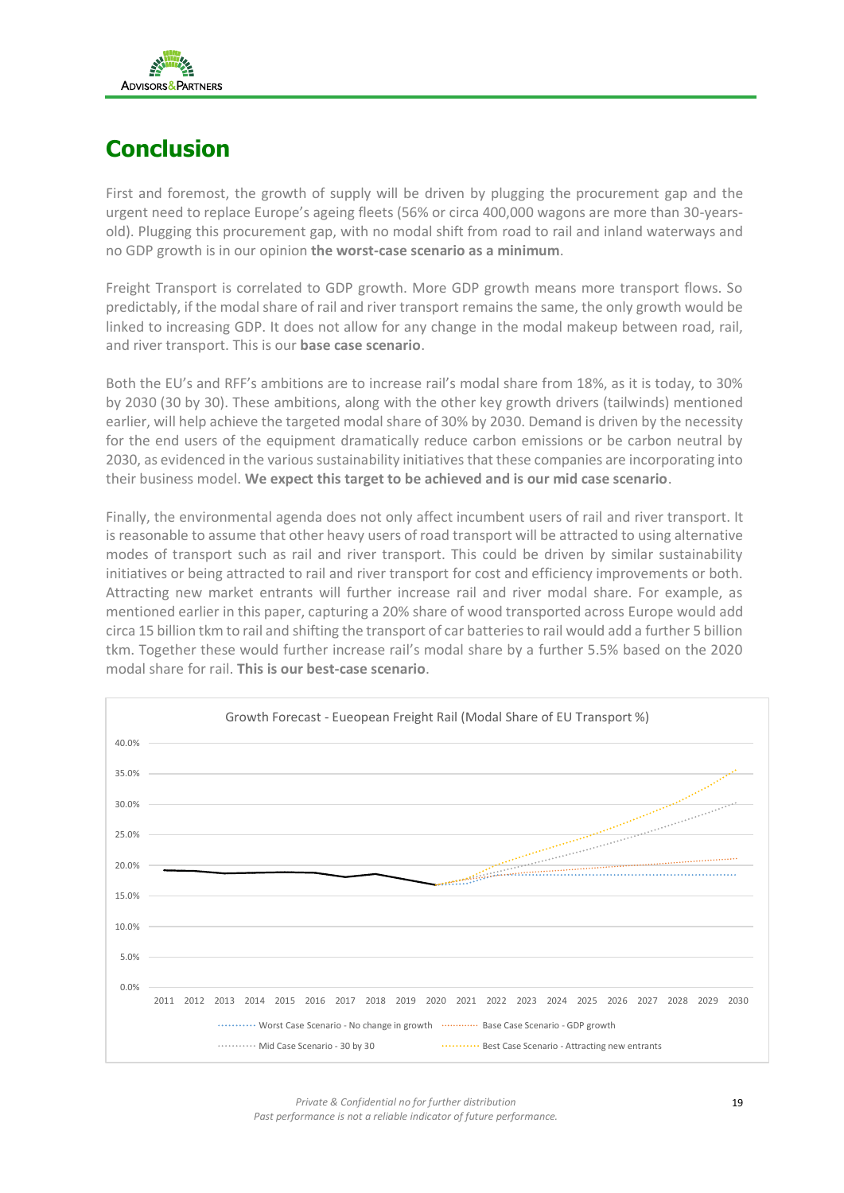# Conclusion

First and foremost, the growth of supply will be driven by plugging the procurement gap and the urgent need to replace Europe's ageing fleets (56% or circa 400,000 wagons are more than 30-years-old). Plugging this procurement gap, with no modal shift from road to rail and inland waterways and no GDP growth is in our opinion **the worst-case scenario as a minimum**.

Freight Transport is correlated to GDP growth. More GDP growth means more transport flows. So predictably, if the modal share of rail and river transport remains the same, the only growth would be linked to increasing GDP. It does not allow for any change in the modal makeup between road, rail, and river transport. This is our **base case scenario**.

Both the EU's and RFF's ambitions are to increase rail's modal share from 18%, as it is today, to 30% by 2030 (30 by 30). These ambitions, along with the other key growth drivers (tailwinds) mentioned earlier, will help achieve the targeted modal share of 30% by 2030. Demand is driven by the necessity for the end users of the equipment dramatically reduce carbon emissions or be carbon neutral by 2030, as evidenced in the various sustainability initiatives that these companies are incorporating into their business model. **We expect this target to be achieved and is our mid case scenario**.

Finally, the environmental agenda does not only affect incumbent users of rail and river transport. It is reasonable to assume that other heavy users of road transport will be attracted to using alternative modes of transport such as rail and river transport. This could be driven by similar sustainability initiatives or being attracted to rail and river transport for cost and efficiency improvements or both. Attracting new market entrants will further increase rail and river modal share. For example, as mentioned earlier in this paper, capturing a 20% share of wood transported across Europe would add circa 15 billion tkm to rail and shifting the transport of car batteries to rail would add a further 5 billion tkm. Together these would further increase rail's modal share by a further 5.5% based on the 2020 modal share for rail. **This is our best-case scenario**.

Growth Forecast - Eueopean Freight Rail (Modal Share of EU Transport %)

Legend: Worst Case Scenario - No change in growth; Base Case Scenario - GDP growth; Mid Case Scenario - 30 by 30; Best Case Scenario - Attracting new entrants

*Private & Confidential no for further distribution*
*Past performance is not a reliable indicator of future performance.*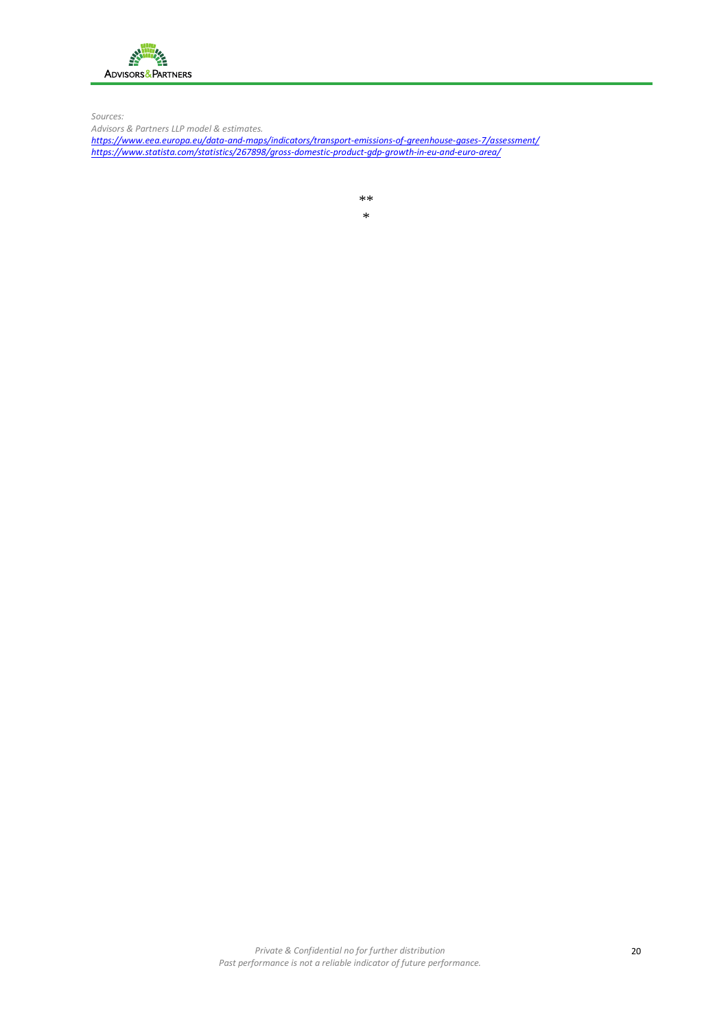*Sources:*
*Advisors & Partners LLP model & estimates.*
*https://www.eea.europa.eu/data-and-maps/indicators/transport-emissions-of-greenhouse-gases-7/assessment/*
*https://www.statista.com/statistics/267898/gross-domestic-product-gdp-growth-in-eu-and-euro-area/*

**
*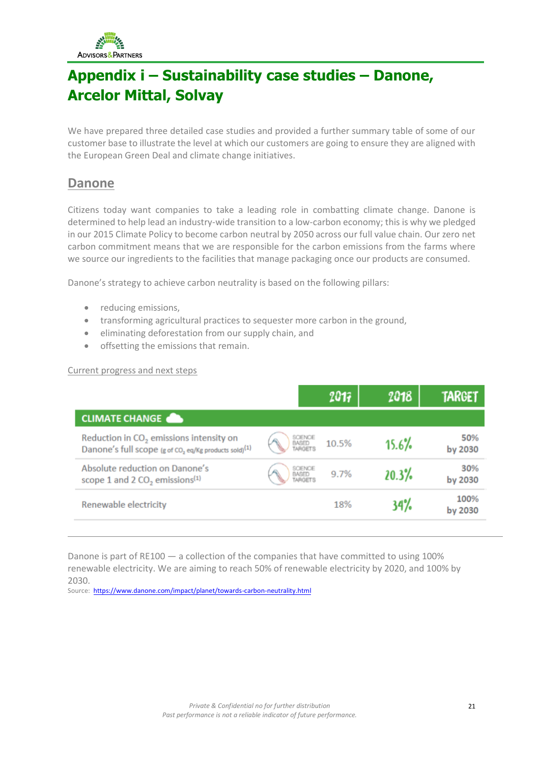# Appendix i – Sustainability case studies – Danone, Arcelor Mittal, Solvay

We have prepared three detailed case studies and provided a further summary table of some of our customer base to illustrate the level at which our customers are going to ensure they are aligned with the European Green Deal and climate change initiatives.

## Danone

Citizens today want companies to take a leading role in combatting climate change. Danone is determined to help lead an industry-wide transition to a low-carbon economy; this is why we pledged in our 2015 Climate Policy to become carbon neutral by 2050 across our full value chain. Our zero net carbon commitment means that we are responsible for the carbon emissions from the farms where we source our ingredients to the facilities that manage packaging once our products are consumed.

Danone's strategy to achieve carbon neutrality is based on the following pillars:

- reducing emissions,
- transforming agricultural practices to sequester more carbon in the ground,
- eliminating deforestation from our supply chain, and
- offsetting the emissions that remain.

Current progress and next steps

| CLIMATE CHANGE | | 2017 | 2018 | TARGET |
|---|---|---|---|---|
| Reduction in $CO_2$ emissions intensity on Danone's full scope (g of $CO_2$ eq/Kg products sold)[1] | SCIENCE BASED TARGETS | 10.5% | 15.6% | 50% by 2030 |
| Absolute reduction on Danone's scope 1 and 2 $CO_2$ emissions[1] | SCIENCE BASED TARGETS | 9.7% | 20.3% | 30% by 2030 |
| Renewable electricity | | 18% | 34% | 100% by 2030 |

Danone is part of RE100 — a collection of the companies that have committed to using 100% renewable electricity. We are aiming to reach 50% of renewable electricity by 2020, and 100% by 2030.

Source: https://www.danone.com/impact/planet/towards-carbon-neutrality.html

*Private & Confidential no for further distribution*
*Past performance is not a reliable indicator of future performance.*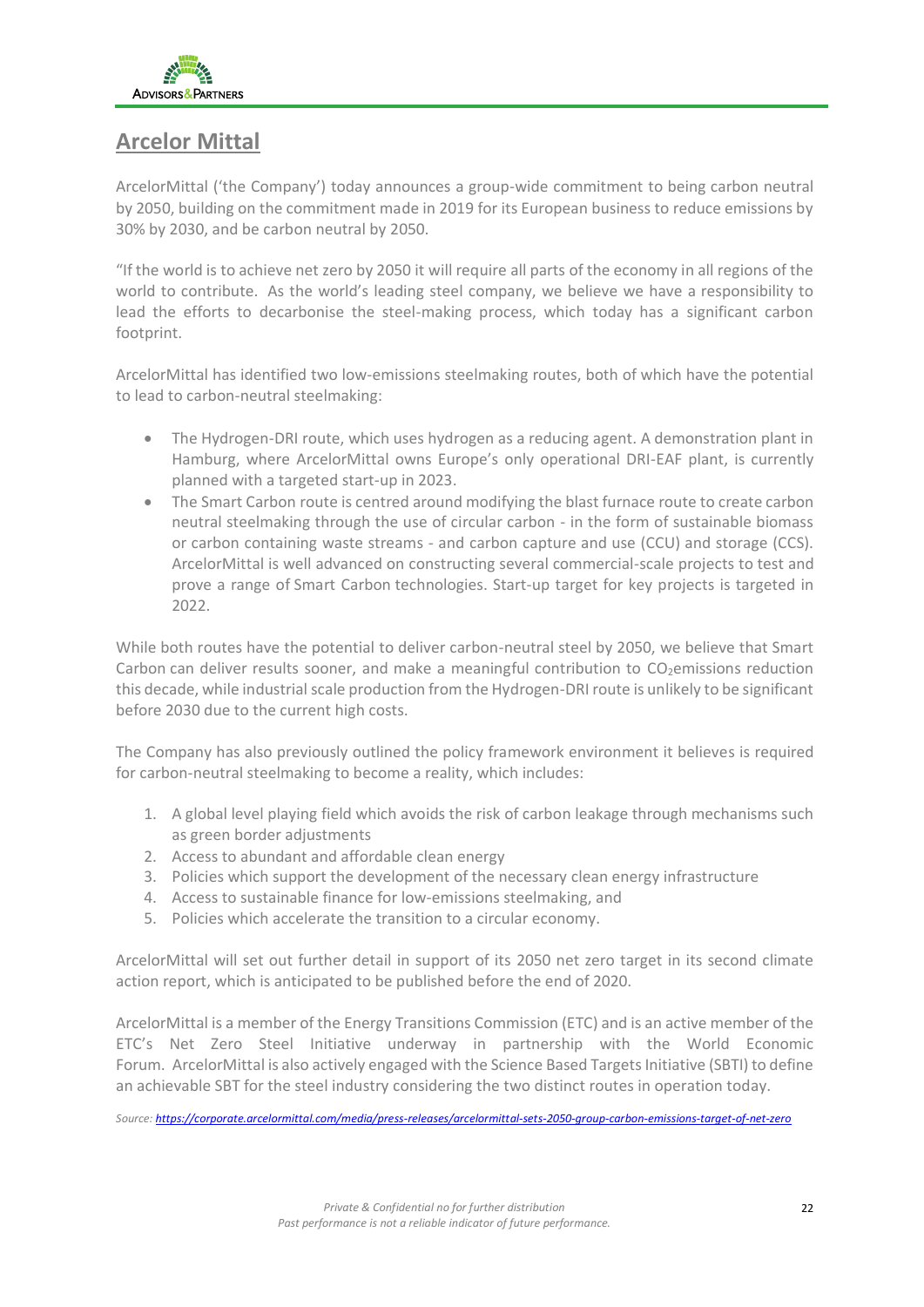## Arcelor Mittal

ArcelorMittal ('the Company') today announces a group-wide commitment to being carbon neutral by 2050, building on the commitment made in 2019 for its European business to reduce emissions by 30% by 2030, and be carbon neutral by 2050.

"If the world is to achieve net zero by 2050 it will require all parts of the economy in all regions of the world to contribute. As the world's leading steel company, we believe we have a responsibility to lead the efforts to decarbonise the steel-making process, which today has a significant carbon footprint.

ArcelorMittal has identified two low-emissions steelmaking routes, both of which have the potential to lead to carbon-neutral steelmaking:

- The Hydrogen-DRI route, which uses hydrogen as a reducing agent. A demonstration plant in Hamburg, where ArcelorMittal owns Europe's only operational DRI-EAF plant, is currently planned with a targeted start-up in 2023.
- The Smart Carbon route is centred around modifying the blast furnace route to create carbon neutral steelmaking through the use of circular carbon - in the form of sustainable biomass or carbon containing waste streams - and carbon capture and use (CCU) and storage (CCS). ArcelorMittal is well advanced on constructing several commercial-scale projects to test and prove a range of Smart Carbon technologies. Start-up target for key projects is targeted in 2022.

While both routes have the potential to deliver carbon-neutral steel by 2050, we believe that Smart Carbon can deliver results sooner, and make a meaningful contribution to $CO_2$emissions reduction this decade, while industrial scale production from the Hydrogen-DRI route is unlikely to be significant before 2030 due to the current high costs.

The Company has also previously outlined the policy framework environment it believes is required for carbon-neutral steelmaking to become a reality, which includes:

1. A global level playing field which avoids the risk of carbon leakage through mechanisms such as green border adjustments
2. Access to abundant and affordable clean energy
3. Policies which support the development of the necessary clean energy infrastructure
4. Access to sustainable finance for low-emissions steelmaking, and
5. Policies which accelerate the transition to a circular economy.

ArcelorMittal will set out further detail in support of its 2050 net zero target in its second climate action report, which is anticipated to be published before the end of 2020.

ArcelorMittal is a member of the Energy Transitions Commission (ETC) and is an active member of the ETC's Net Zero Steel Initiative underway in partnership with the World Economic Forum. ArcelorMittal is also actively engaged with the Science Based Targets Initiative (SBTI) to define an achievable SBT for the steel industry considering the two distinct routes in operation today.

*Source: https://corporate.arcelormittal.com/media/press-releases/arcelormittal-sets-2050-group-carbon-emissions-target-of-net-zero*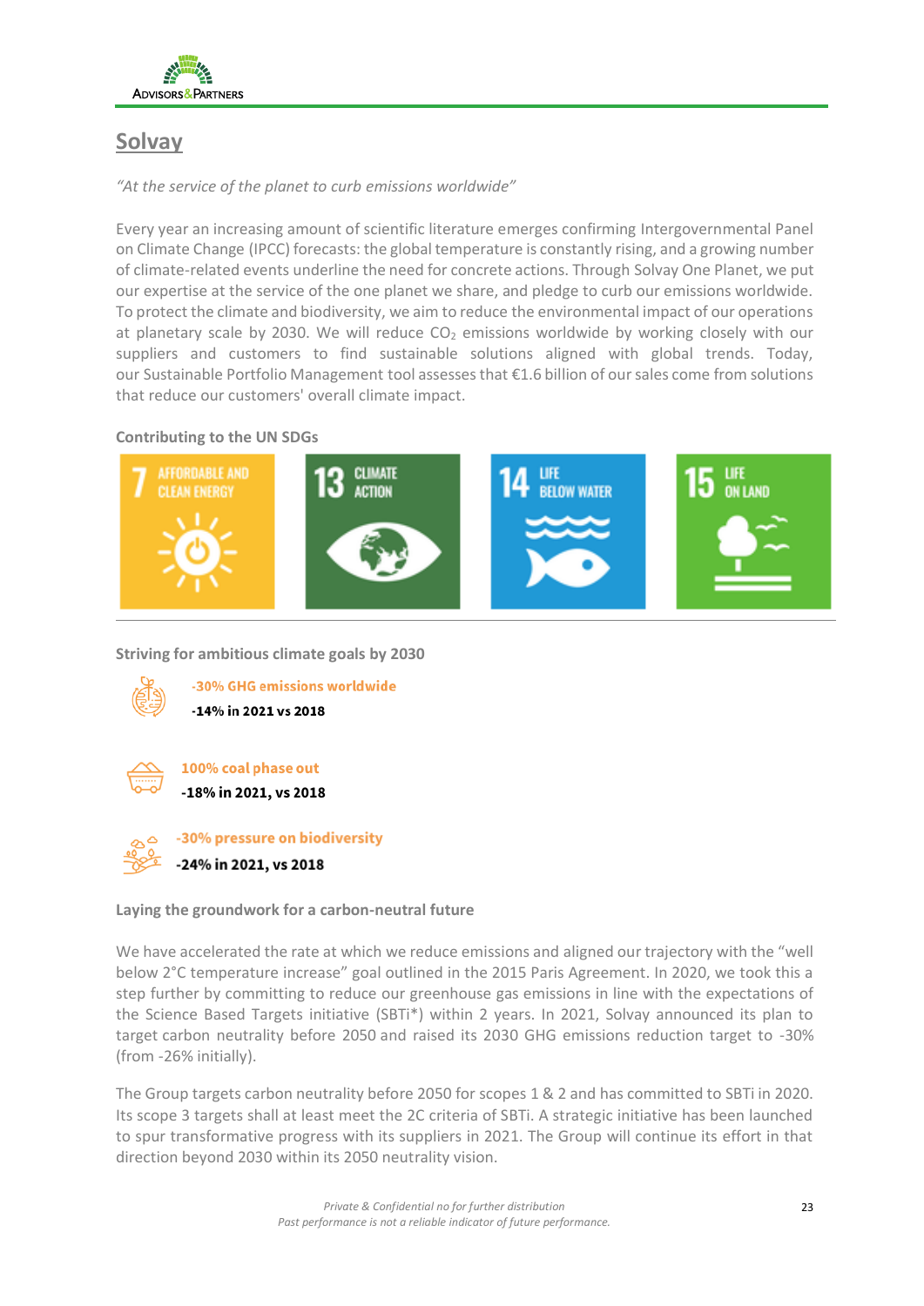## Solvay

*"At the service of the planet to curb emissions worldwide"*

Every year an increasing amount of scientific literature emerges confirming Intergovernmental Panel on Climate Change (IPCC) forecasts: the global temperature is constantly rising, and a growing number of climate-related events underline the need for concrete actions. Through Solvay One Planet, we put our expertise at the service of the one planet we share, and pledge to curb our emissions worldwide. To protect the climate and biodiversity, we aim to reduce the environmental impact of our operations at planetary scale by 2030. We will reduce $CO_2$ emissions worldwide by working closely with our suppliers and customers to find sustainable solutions aligned with global trends. Today, our Sustainable Portfolio Management tool assesses that €1.6 billion of our sales come from solutions that reduce our customers' overall climate impact.

**Contributing to the UN SDGs**

7 AFFORDABLE AND CLEAN ENERGY | 13 CLIMATE ACTION | 14 LIFE BELOW WATER | 15 LIFE ON LAND

**Striving for ambitious climate goals by 2030**

**-30% GHG emissions worldwide**
**-14% in 2021 vs 2018**

**100% coal phase out**
**-18% in 2021, vs 2018**

**-30% pressure on biodiversity**
**-24% in 2021, vs 2018**

**Laying the groundwork for a carbon-neutral future**

We have accelerated the rate at which we reduce emissions and aligned our trajectory with the "well below 2°C temperature increase" goal outlined in the 2015 Paris Agreement. In 2020, we took this a step further by committing to reduce our greenhouse gas emissions in line with the expectations of the Science Based Targets initiative (SBTi*) within 2 years. In 2021, Solvay announced its plan to target carbon neutrality before 2050 and raised its 2030 GHG emissions reduction target to -30% (from -26% initially).

The Group targets carbon neutrality before 2050 for scopes 1 & 2 and has committed to SBTi in 2020. Its scope 3 targets shall at least meet the 2C criteria of SBTi. A strategic initiative has been launched to spur transformative progress with its suppliers in 2021. The Group will continue its effort in that direction beyond 2030 within its 2050 neutrality vision.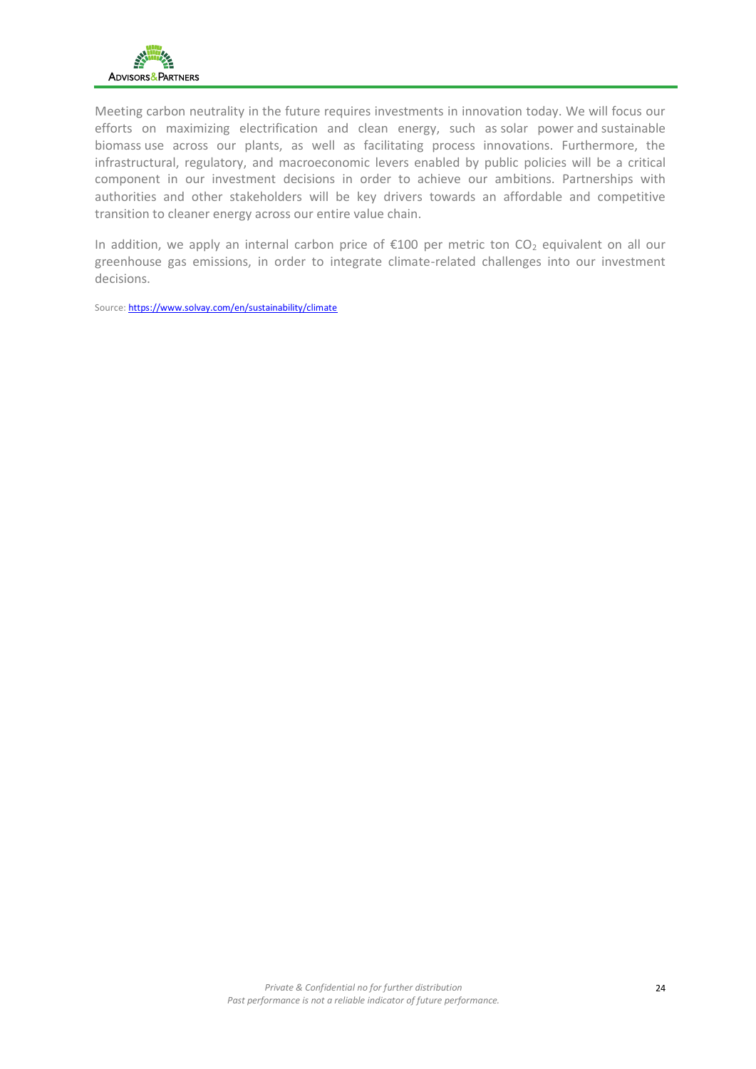Meeting carbon neutrality in the future requires investments in innovation today. We will focus our efforts on maximizing electrification and clean energy, such as solar power and sustainable biomass use across our plants, as well as facilitating process innovations. Furthermore, the infrastructural, regulatory, and macroeconomic levers enabled by public policies will be a critical component in our investment decisions in order to achieve our ambitions. Partnerships with authorities and other stakeholders will be key drivers towards an affordable and competitive transition to cleaner energy across our entire value chain.

In addition, we apply an internal carbon price of €100 per metric ton $CO_2$ equivalent on all our greenhouse gas emissions, in order to integrate climate-related challenges into our investment decisions.

Source: https://www.solvay.com/en/sustainability/climate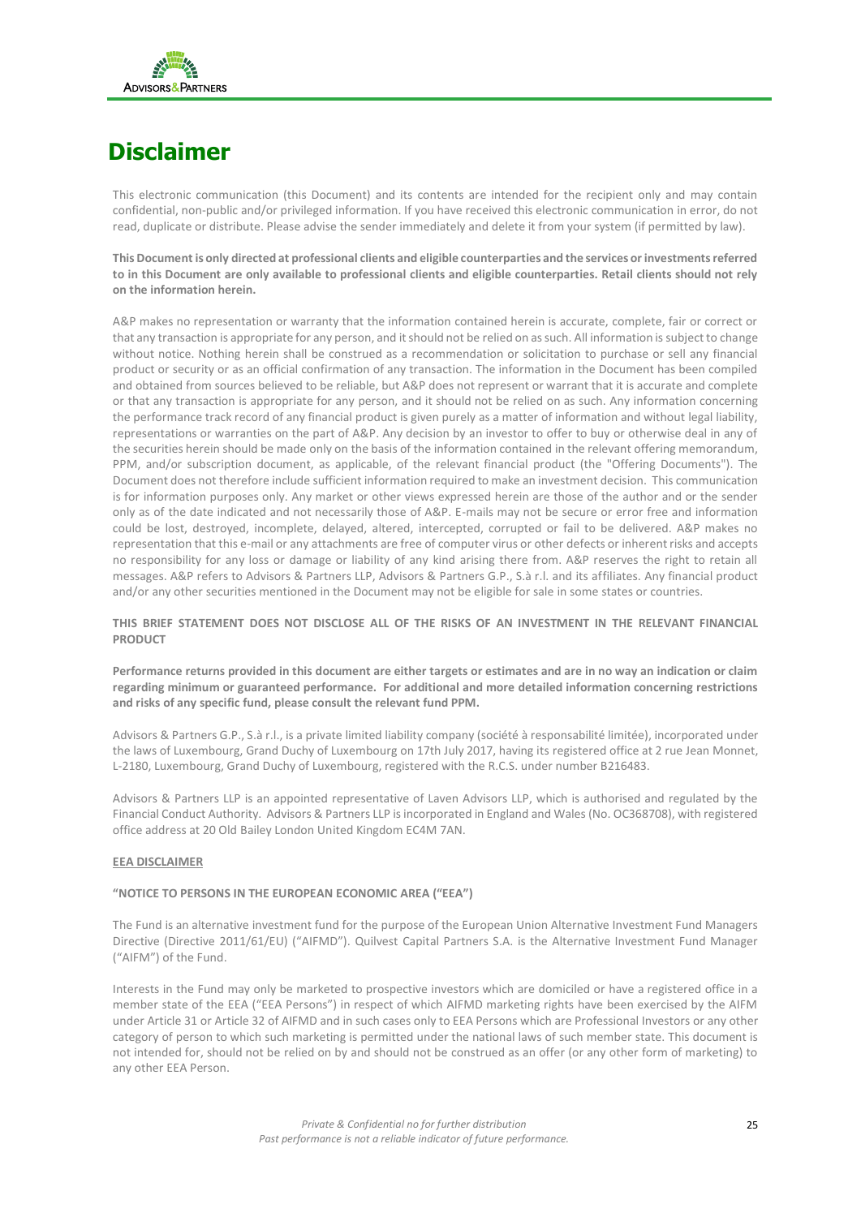# Disclaimer

This electronic communication (this Document) and its contents are intended for the recipient only and may contain confidential, non-public and/or privileged information. If you have received this electronic communication in error, do not read, duplicate or distribute. Please advise the sender immediately and delete it from your system (if permitted by law).

**This Document is only directed at professional clients and eligible counterparties and the services or investments referred to in this Document are only available to professional clients and eligible counterparties. Retail clients should not rely on the information herein.**

A&P makes no representation or warranty that the information contained herein is accurate, complete, fair or correct or that any transaction is appropriate for any person, and it should not be relied on as such. All information is subject to change without notice. Nothing herein shall be construed as a recommendation or solicitation to purchase or sell any financial product or security or as an official confirmation of any transaction. The information in the Document has been compiled and obtained from sources believed to be reliable, but A&P does not represent or warrant that it is accurate and complete or that any transaction is appropriate for any person, and it should not be relied on as such. Any information concerning the performance track record of any financial product is given purely as a matter of information and without legal liability, representations or warranties on the part of A&P. Any decision by an investor to offer to buy or otherwise deal in any of the securities herein should be made only on the basis of the information contained in the relevant offering memorandum, PPM, and/or subscription document, as applicable, of the relevant financial product (the "Offering Documents"). The Document does not therefore include sufficient information required to make an investment decision. This communication is for information purposes only. Any market or other views expressed herein are those of the author and or the sender only as of the date indicated and not necessarily those of A&P. E-mails may not be secure or error free and information could be lost, destroyed, incomplete, delayed, altered, intercepted, corrupted or fail to be delivered. A&P makes no representation that this e-mail or any attachments are free of computer virus or other defects or inherent risks and accepts no responsibility for any loss or damage or liability of any kind arising there from. A&P reserves the right to retain all messages. A&P refers to Advisors & Partners LLP, Advisors & Partners G.P., S.à r.l. and its affiliates. Any financial product and/or any other securities mentioned in the Document may not be eligible for sale in some states or countries.

**THIS BRIEF STATEMENT DOES NOT DISCLOSE ALL OF THE RISKS OF AN INVESTMENT IN THE RELEVANT FINANCIAL PRODUCT**

**Performance returns provided in this document are either targets or estimates and are in no way an indication or claim regarding minimum or guaranteed performance. For additional and more detailed information concerning restrictions and risks of any specific fund, please consult the relevant fund PPM.**

Advisors & Partners G.P., S.à r.l., is a private limited liability company (société à responsabilité limitée), incorporated under the laws of Luxembourg, Grand Duchy of Luxembourg on 17th July 2017, having its registered office at 2 rue Jean Monnet, L-2180, Luxembourg, Grand Duchy of Luxembourg, registered with the R.C.S. under number B216483.

Advisors & Partners LLP is an appointed representative of Laven Advisors LLP, which is authorised and regulated by the Financial Conduct Authority. Advisors & Partners LLP is incorporated in England and Wales (No. OC368708), with registered office address at 20 Old Bailey London United Kingdom EC4M 7AN.

**EEA DISCLAIMER**

**"NOTICE TO PERSONS IN THE EUROPEAN ECONOMIC AREA ("EEA")**

The Fund is an alternative investment fund for the purpose of the European Union Alternative Investment Fund Managers Directive (Directive 2011/61/EU) ("AIFMD"). Quilvest Capital Partners S.A. is the Alternative Investment Fund Manager ("AIFM") of the Fund.

Interests in the Fund may only be marketed to prospective investors which are domiciled or have a registered office in a member state of the EEA ("EEA Persons") in respect of which AIFMD marketing rights have been exercised by the AIFM under Article 31 or Article 32 of AIFMD and in such cases only to EEA Persons which are Professional Investors or any other category of person to which such marketing is permitted under the national laws of such member state. This document is not intended for, should not be relied on by and should not be construed as an offer (or any other form of marketing) to any other EEA Person.

*Private & Confidential no for further distribution*
*Past performance is not a reliable indicator of future performance.*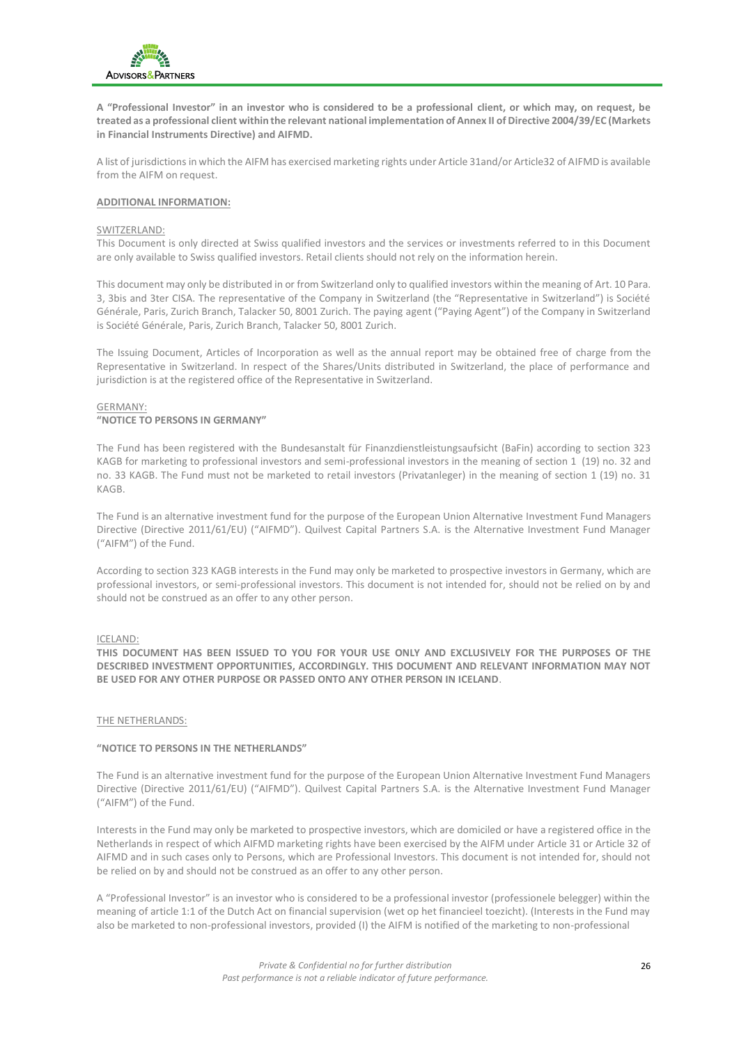**A "Professional Investor" in an investor who is considered to be a professional client, or which may, on request, be treated as a professional client within the relevant national implementation of Annex II of Directive 2004/39/EC (Markets in Financial Instruments Directive) and AIFMD.**

A list of jurisdictions in which the AIFM has exercised marketing rights under Article 31and/or Article32 of AIFMD is available from the AIFM on request.

**ADDITIONAL INFORMATION:**

SWITZERLAND:

This Document is only directed at Swiss qualified investors and the services or investments referred to in this Document are only available to Swiss qualified investors. Retail clients should not rely on the information herein.

This document may only be distributed in or from Switzerland only to qualified investors within the meaning of Art. 10 Para. 3, 3bis and 3ter CISA. The representative of the Company in Switzerland (the "Representative in Switzerland") is Société Générale, Paris, Zurich Branch, Talacker 50, 8001 Zurich. The paying agent ("Paying Agent") of the Company in Switzerland is Société Générale, Paris, Zurich Branch, Talacker 50, 8001 Zurich.

The Issuing Document, Articles of Incorporation as well as the annual report may be obtained free of charge from the Representative in Switzerland. In respect of the Shares/Units distributed in Switzerland, the place of performance and jurisdiction is at the registered office of the Representative in Switzerland.

GERMANY:

**"NOTICE TO PERSONS IN GERMANY"**

The Fund has been registered with the Bundesanstalt für Finanzdienstleistungsaufsicht (BaFin) according to section 323 KAGB for marketing to professional investors and semi-professional investors in the meaning of section 1 (19) no. 32 and no. 33 KAGB. The Fund must not be marketed to retail investors (Privatanleger) in the meaning of section 1 (19) no. 31 KAGB.

The Fund is an alternative investment fund for the purpose of the European Union Alternative Investment Fund Managers Directive (Directive 2011/61/EU) ("AIFMD"). Quilvest Capital Partners S.A. is the Alternative Investment Fund Manager ("AIFM") of the Fund.

According to section 323 KAGB interests in the Fund may only be marketed to prospective investors in Germany, which are professional investors, or semi-professional investors. This document is not intended for, should not be relied on by and should not be construed as an offer to any other person.

ICELAND:

**THIS DOCUMENT HAS BEEN ISSUED TO YOU FOR YOUR USE ONLY AND EXCLUSIVELY FOR THE PURPOSES OF THE DESCRIBED INVESTMENT OPPORTUNITIES, ACCORDINGLY. THIS DOCUMENT AND RELEVANT INFORMATION MAY NOT BE USED FOR ANY OTHER PURPOSE OR PASSED ONTO ANY OTHER PERSON IN ICELAND**.

THE NETHERLANDS:

**"NOTICE TO PERSONS IN THE NETHERLANDS"**

The Fund is an alternative investment fund for the purpose of the European Union Alternative Investment Fund Managers Directive (Directive 2011/61/EU) ("AIFMD"). Quilvest Capital Partners S.A. is the Alternative Investment Fund Manager ("AIFM") of the Fund.

Interests in the Fund may only be marketed to prospective investors, which are domiciled or have a registered office in the Netherlands in respect of which AIFMD marketing rights have been exercised by the AIFM under Article 31 or Article 32 of AIFMD and in such cases only to Persons, which are Professional Investors. This document is not intended for, should not be relied on by and should not be construed as an offer to any other person.

A "Professional Investor" is an investor who is considered to be a professional investor (professionele belegger) within the meaning of article 1:1 of the Dutch Act on financial supervision (wet op het financieel toezicht). (Interests in the Fund may also be marketed to non-professional investors, provided (I) the AIFM is notified of the marketing to non-professional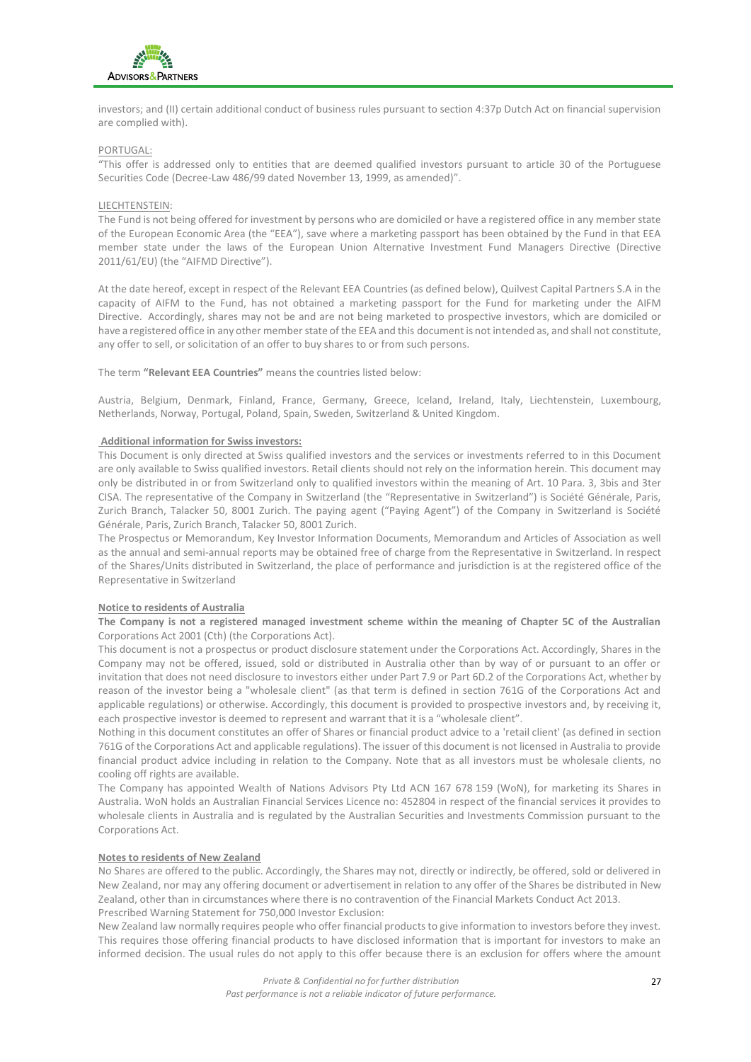investors; and (II) certain additional conduct of business rules pursuant to section 4:37p Dutch Act on financial supervision are complied with).

PORTUGAL:

"This offer is addressed only to entities that are deemed qualified investors pursuant to article 30 of the Portuguese Securities Code (Decree-Law 486/99 dated November 13, 1999, as amended)".

LIECHTENSTEIN:

The Fund is not being offered for investment by persons who are domiciled or have a registered office in any member state of the European Economic Area (the "EEA"), save where a marketing passport has been obtained by the Fund in that EEA member state under the laws of the European Union Alternative Investment Fund Managers Directive (Directive 2011/61/EU) (the "AIFMD Directive").

At the date hereof, except in respect of the Relevant EEA Countries (as defined below), Quilvest Capital Partners S.A in the capacity of AIFM to the Fund, has not obtained a marketing passport for the Fund for marketing under the AIFM Directive. Accordingly, shares may not be and are not being marketed to prospective investors, which are domiciled or have a registered office in any other member state of the EEA and this document is not intended as, and shall not constitute, any offer to sell, or solicitation of an offer to buy shares to or from such persons.

The term **"Relevant EEA Countries"** means the countries listed below:

Austria, Belgium, Denmark, Finland, France, Germany, Greece, Iceland, Ireland, Italy, Liechtenstein, Luxembourg, Netherlands, Norway, Portugal, Poland, Spain, Sweden, Switzerland & United Kingdom.

**Additional information for Swiss investors:**

This Document is only directed at Swiss qualified investors and the services or investments referred to in this Document are only available to Swiss qualified investors. Retail clients should not rely on the information herein. This document may only be distributed in or from Switzerland only to qualified investors within the meaning of Art. 10 Para. 3, 3bis and 3ter CISA. The representative of the Company in Switzerland (the "Representative in Switzerland") is Société Générale, Paris, Zurich Branch, Talacker 50, 8001 Zurich. The paying agent ("Paying Agent") of the Company in Switzerland is Société Générale, Paris, Zurich Branch, Talacker 50, 8001 Zurich.

The Prospectus or Memorandum, Key Investor Information Documents, Memorandum and Articles of Association as well as the annual and semi-annual reports may be obtained free of charge from the Representative in Switzerland. In respect of the Shares/Units distributed in Switzerland, the place of performance and jurisdiction is at the registered office of the Representative in Switzerland

**Notice to residents of Australia**

**The Company is not a registered managed investment scheme within the meaning of Chapter 5C of the Australian** Corporations Act 2001 (Cth) (the Corporations Act).

This document is not a prospectus or product disclosure statement under the Corporations Act. Accordingly, Shares in the Company may not be offered, issued, sold or distributed in Australia other than by way of or pursuant to an offer or invitation that does not need disclosure to investors either under Part 7.9 or Part 6D.2 of the Corporations Act, whether by reason of the investor being a "wholesale client" (as that term is defined in section 761G of the Corporations Act and applicable regulations) or otherwise. Accordingly, this document is provided to prospective investors and, by receiving it, each prospective investor is deemed to represent and warrant that it is a "wholesale client".

Nothing in this document constitutes an offer of Shares or financial product advice to a 'retail client' (as defined in section 761G of the Corporations Act and applicable regulations). The issuer of this document is not licensed in Australia to provide financial product advice including in relation to the Company. Note that as all investors must be wholesale clients, no cooling off rights are available.

The Company has appointed Wealth of Nations Advisors Pty Ltd ACN 167 678 159 (WoN), for marketing its Shares in Australia. WoN holds an Australian Financial Services Licence no: 452804 in respect of the financial services it provides to wholesale clients in Australia and is regulated by the Australian Securities and Investments Commission pursuant to the Corporations Act.

**Notes to residents of New Zealand**

No Shares are offered to the public. Accordingly, the Shares may not, directly or indirectly, be offered, sold or delivered in New Zealand, nor may any offering document or advertisement in relation to any offer of the Shares be distributed in New Zealand, other than in circumstances where there is no contravention of the Financial Markets Conduct Act 2013.

Prescribed Warning Statement for 750,000 Investor Exclusion:

New Zealand law normally requires people who offer financial products to give information to investors before they invest. This requires those offering financial products to have disclosed information that is important for investors to make an informed decision. The usual rules do not apply to this offer because there is an exclusion for offers where the amount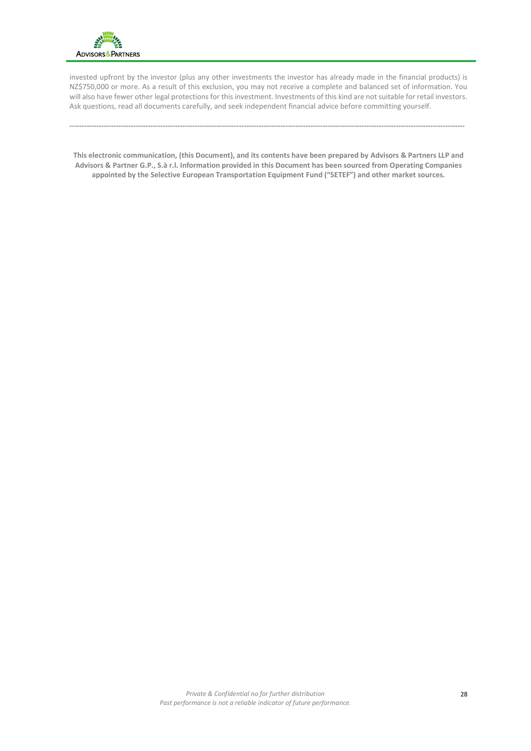invested upfront by the investor (plus any other investments the investor has already made in the financial products) is NZ$750,000 or more. As a result of this exclusion, you may not receive a complete and balanced set of information. You will also have fewer other legal protections for this investment. Investments of this kind are not suitable for retail investors. Ask questions, read all documents carefully, and seek independent financial advice before committing yourself.

---

**This electronic communication, (this Document), and its contents have been prepared by Advisors & Partners LLP and Advisors & Partner G.P., S.à r.l. Information provided in this Document has been sourced from Operating Companies appointed by the Selective European Transportation Equipment Fund ("SETEF") and other market sources.**